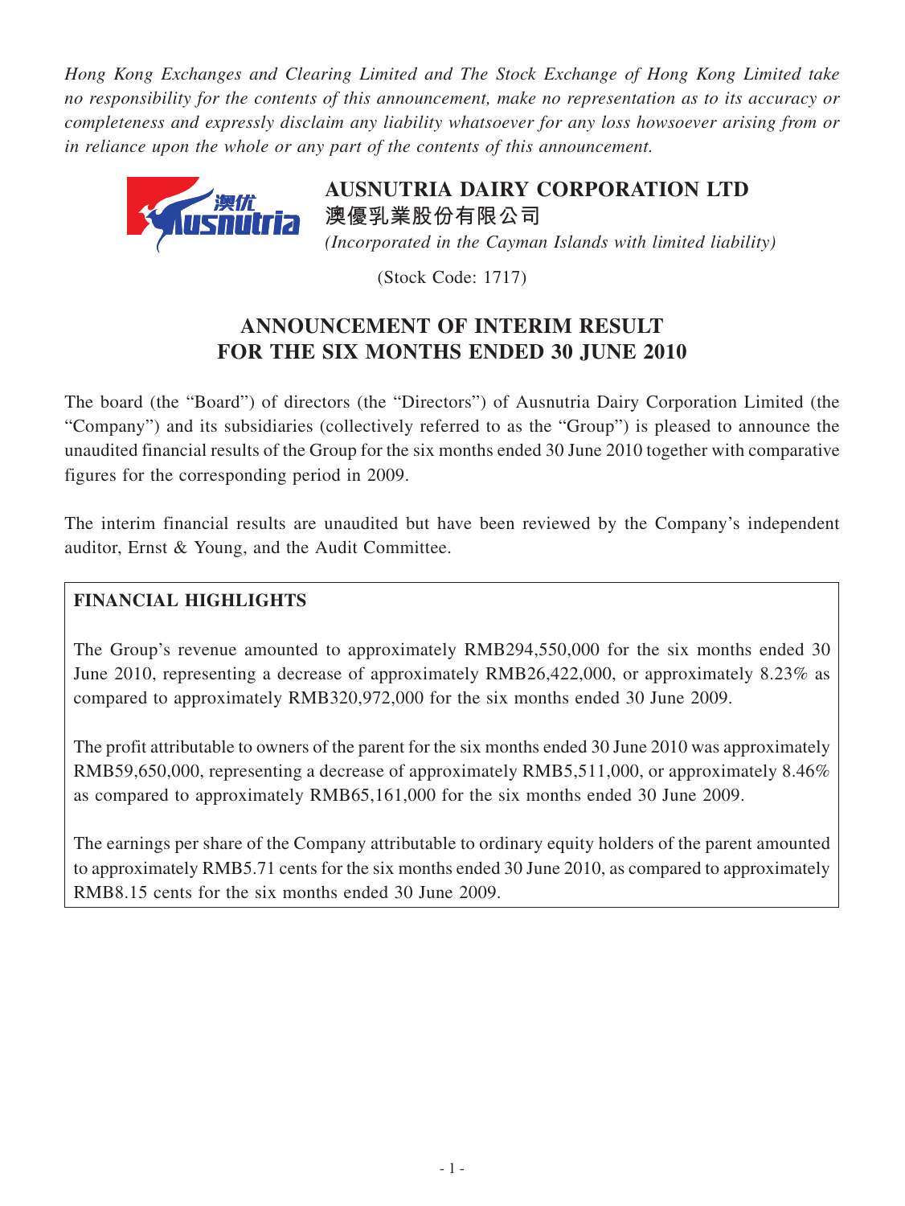*Hong Kong Exchanges and Clearing Limited and The Stock Exchange of Hong Kong Limited take no responsibility for the contents of this announcement, make no representation as to its accuracy or completeness and expressly disclaim any liability whatsoever for any loss howsoever arising from or in reliance upon the whole or any part of the contents of this announcement.*

**AUSNUTRIA DAIRY CORPORATION LTD**
**澳優乳業股份有限公司**
*(Incorporated in the Cayman Islands with limited liability)*

(Stock Code: 1717)

# ANNOUNCEMENT OF INTERIM RESULT FOR THE SIX MONTHS ENDED 30 JUNE 2010

The board (the "Board") of directors (the "Directors") of Ausnutria Dairy Corporation Limited (the "Company") and its subsidiaries (collectively referred to as the "Group") is pleased to announce the unaudited financial results of the Group for the six months ended 30 June 2010 together with comparative figures for the corresponding period in 2009.

The interim financial results are unaudited but have been reviewed by the Company's independent auditor, Ernst & Young, and the Audit Committee.

## FINANCIAL HIGHLIGHTS

The Group's revenue amounted to approximately RMB294,550,000 for the six months ended 30 June 2010, representing a decrease of approximately RMB26,422,000, or approximately 8.23% as compared to approximately RMB320,972,000 for the six months ended 30 June 2009.

The profit attributable to owners of the parent for the six months ended 30 June 2010 was approximately RMB59,650,000, representing a decrease of approximately RMB5,511,000, or approximately 8.46% as compared to approximately RMB65,161,000 for the six months ended 30 June 2009.

The earnings per share of the Company attributable to ordinary equity holders of the parent amounted to approximately RMB5.71 cents for the six months ended 30 June 2010, as compared to approximately RMB8.15 cents for the six months ended 30 June 2009.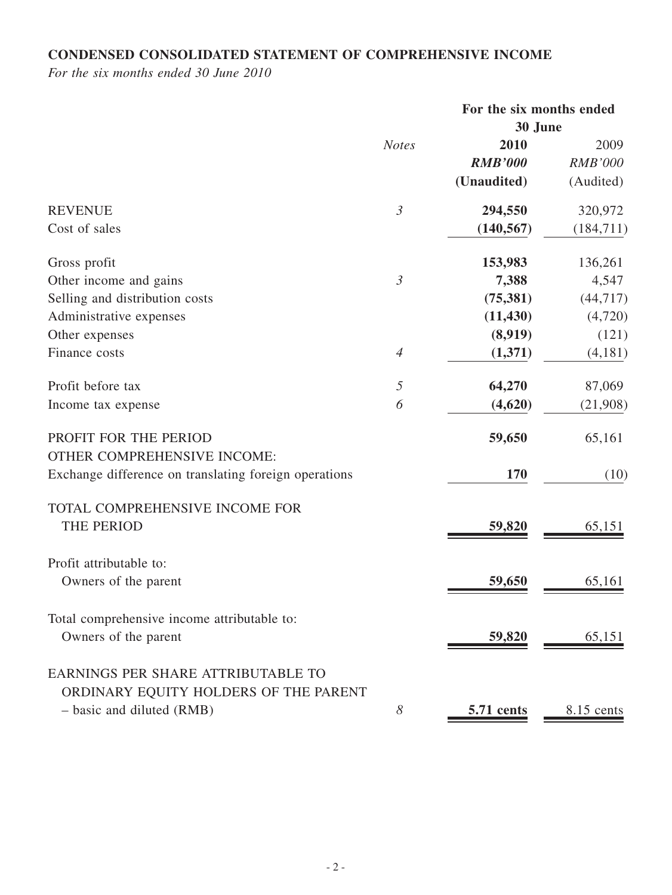**CONDENSED CONSOLIDATED STATEMENT OF COMPREHENSIVE INCOME**

*For the six months ended 30 June 2010*

| | *Notes* | **For the six months ended 30 June** | |
|---|---|---|---|
| | | **2010** | 2009 |
| | | ***RMB'000*** | *RMB'000* |
| | | **(Unaudited)** | (Audited) |
| REVENUE | *3* | **294,550** | 320,972 |
| Cost of sales | | **(140,567)** | (184,711) |
| Gross profit | | **153,983** | 136,261 |
| Other income and gains | *3* | **7,388** | 4,547 |
| Selling and distribution costs | | **(75,381)** | (44,717) |
| Administrative expenses | | **(11,430)** | (4,720) |
| Other expenses | | **(8,919)** | (121) |
| Finance costs | *4* | **(1,371)** | (4,181) |
| Profit before tax | *5* | **64,270** | 87,069 |
| Income tax expense | *6* | **(4,620)** | (21,908) |
| PROFIT FOR THE PERIOD | | **59,650** | 65,161 |
| OTHER COMPREHENSIVE INCOME: | | | |
| Exchange difference on translating foreign operations | | **170** | (10) |
| TOTAL COMPREHENSIVE INCOME FOR THE PERIOD | | **59,820** | 65,151 |
| Profit attributable to: | | | |
| Owners of the parent | | **59,650** | 65,161 |
| Total comprehensive income attributable to: | | | |
| Owners of the parent | | **59,820** | 65,151 |
| EARNINGS PER SHARE ATTRIBUTABLE TO ORDINARY EQUITY HOLDERS OF THE PARENT | | | |
| – basic and diluted (RMB) | *8* | **5.71 cents** | 8.15 cents |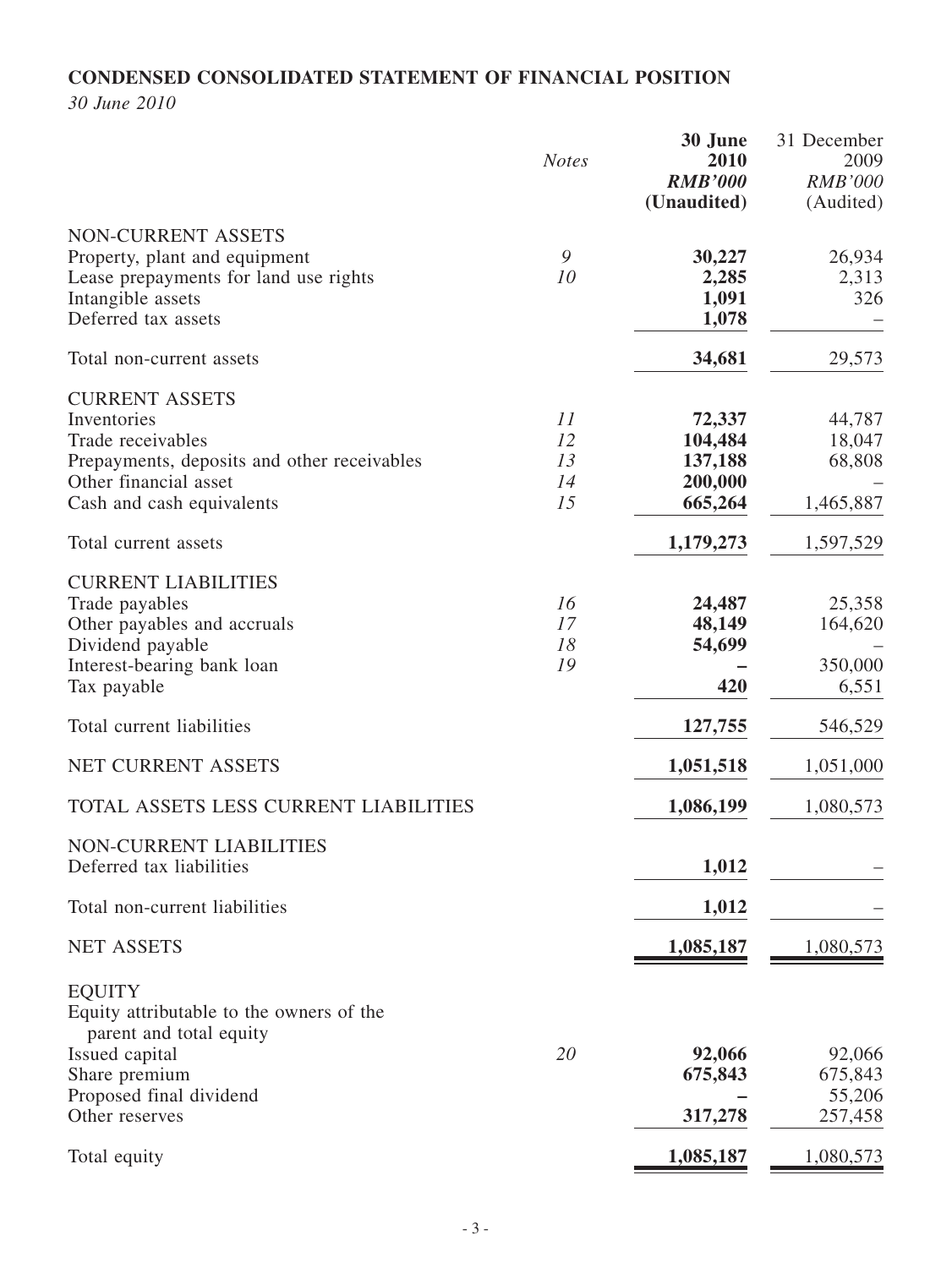## CONDENSED CONSOLIDATED STATEMENT OF FINANCIAL POSITION

*30 June 2010*

| | *Notes* | **30 June 2010** *RMB'000* **(Unaudited)** | 31 December 2009 *RMB'000* (Audited) |
|---|---|---|---|
| NON-CURRENT ASSETS | | | |
| Property, plant and equipment | *9* | **30,227** | 26,934 |
| Lease prepayments for land use rights | *10* | **2,285** | 2,313 |
| Intangible assets | | **1,091** | 326 |
| Deferred tax assets | | **1,078** | – |
| Total non-current assets | | **34,681** | 29,573 |
| CURRENT ASSETS | | | |
| Inventories | *11* | **72,337** | 44,787 |
| Trade receivables | *12* | **104,484** | 18,047 |
| Prepayments, deposits and other receivables | *13* | **137,188** | 68,808 |
| Other financial asset | *14* | **200,000** | – |
| Cash and cash equivalents | *15* | **665,264** | 1,465,887 |
| Total current assets | | **1,179,273** | 1,597,529 |
| CURRENT LIABILITIES | | | |
| Trade payables | *16* | **24,487** | 25,358 |
| Other payables and accruals | *17* | **48,149** | 164,620 |
| Dividend payable | *18* | **54,699** | – |
| Interest-bearing bank loan | *19* | **–** | 350,000 |
| Tax payable | | **420** | 6,551 |
| Total current liabilities | | **127,755** | 546,529 |
| NET CURRENT ASSETS | | **1,051,518** | 1,051,000 |
| TOTAL ASSETS LESS CURRENT LIABILITIES | | **1,086,199** | 1,080,573 |
| NON-CURRENT LIABILITIES | | | |
| Deferred tax liabilities | | **1,012** | – |
| Total non-current liabilities | | **1,012** | – |
| NET ASSETS | | **1,085,187** | 1,080,573 |
| EQUITY | | | |
| Equity attributable to the owners of the parent and total equity | | | |
| Issued capital | *20* | **92,066** | 92,066 |
| Share premium | | **675,843** | 675,843 |
| Proposed final dividend | | **–** | 55,206 |
| Other reserves | | **317,278** | 257,458 |
| Total equity | | **1,085,187** | 1,080,573 |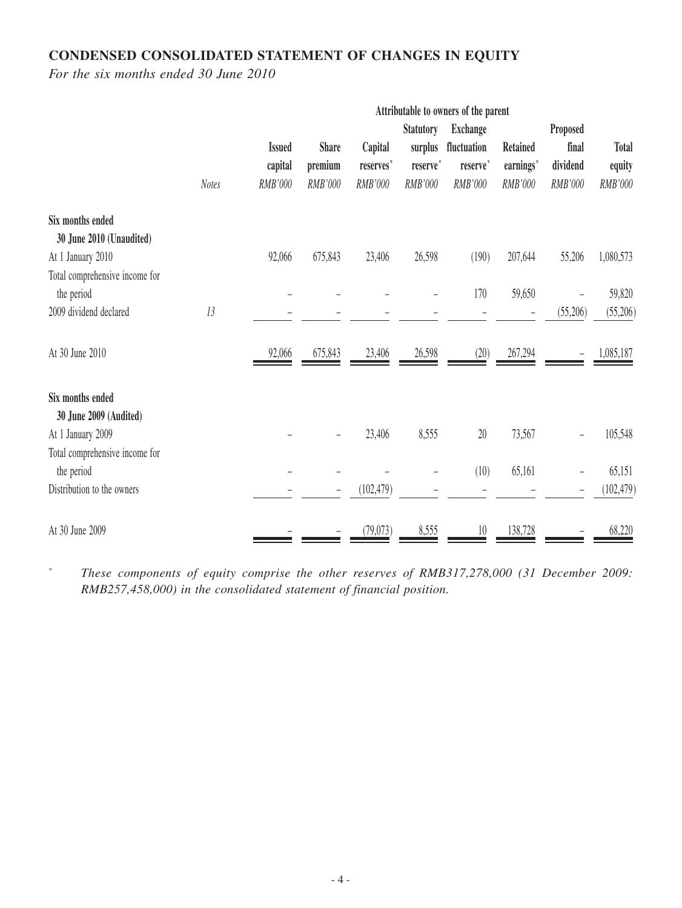## CONDENSED CONSOLIDATED STATEMENT OF CHANGES IN EQUITY

*For the six months ended 30 June 2010*

| | | Attributable to owners of the parent | | | | | | | |
|---|---|---|---|---|---|---|---|---|---|
| | Notes | Issued capital RMB'000 | Share premium RMB'000 | Capital reserves* RMB'000 | Statutory surplus reserve* RMB'000 | Exchange fluctuation reserve* RMB'000 | Retained earnings* RMB'000 | Proposed final dividend RMB'000 | Total equity RMB'000 |
| **Six months ended 30 June 2010 (Unaudited)** | | | | | | | | | |
| At 1 January 2010 | | 92,066 | 675,843 | 23,406 | 26,598 | (190) | 207,644 | 55,206 | 1,080,573 |
| Total comprehensive income for the period | | – | – | – | – | 170 | 59,650 | – | 59,820 |
| 2009 dividend declared | 13 | – | – | – | – | – | – | (55,206) | (55,206) |
| At 30 June 2010 | | 92,066 | 675,843 | 23,406 | 26,598 | (20) | 267,294 | – | 1,085,187 |
| **Six months ended 30 June 2009 (Audited)** | | | | | | | | | |
| At 1 January 2009 | | – | – | 23,406 | 8,555 | 20 | 73,567 | – | 105,548 |
| Total comprehensive income for the period | | – | – | – | – | (10) | 65,161 | – | 65,151 |
| Distribution to the owners | | – | – | (102,479) | – | – | – | – | (102,479) |
| At 30 June 2009 | | – | – | (79,073) | 8,555 | 10 | 138,728 | – | 68,220 |

\* *These components of equity comprise the other reserves of RMB317,278,000 (31 December 2009: RMB257,458,000) in the consolidated statement of financial position.*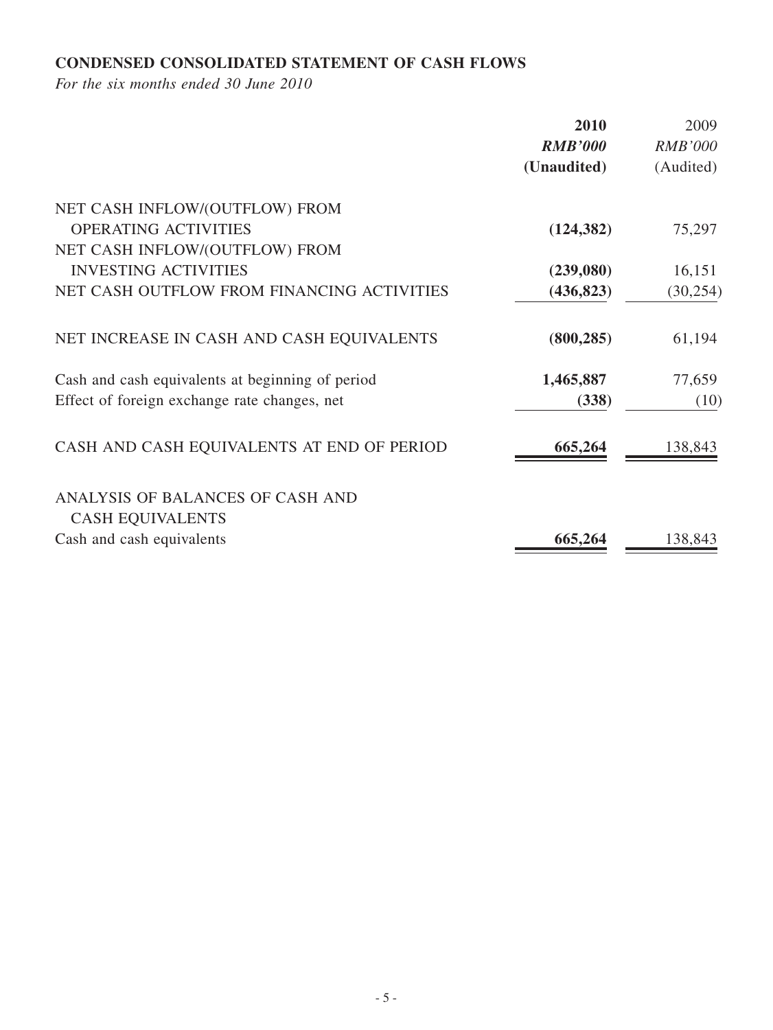## CONDENSED CONSOLIDATED STATEMENT OF CASH FLOWS

*For the six months ended 30 June 2010*

| | **2010** | 2009 |
|---|---|---|
| | ***RMB'000*** | *RMB'000* |
| | **(Unaudited)** | (Audited) |
| NET CASH INFLOW/(OUTFLOW) FROM OPERATING ACTIVITIES | **(124,382)** | 75,297 |
| NET CASH INFLOW/(OUTFLOW) FROM INVESTING ACTIVITIES | **(239,080)** | 16,151 |
| NET CASH OUTFLOW FROM FINANCING ACTIVITIES | **(436,823)** | (30,254) |
| NET INCREASE IN CASH AND CASH EQUIVALENTS | **(800,285)** | 61,194 |
| Cash and cash equivalents at beginning of period | **1,465,887** | 77,659 |
| Effect of foreign exchange rate changes, net | **(338)** | (10) |
| CASH AND CASH EQUIVALENTS AT END OF PERIOD | **665,264** | 138,843 |
| ANALYSIS OF BALANCES OF CASH AND CASH EQUIVALENTS | | |
| Cash and cash equivalents | **665,264** | 138,843 |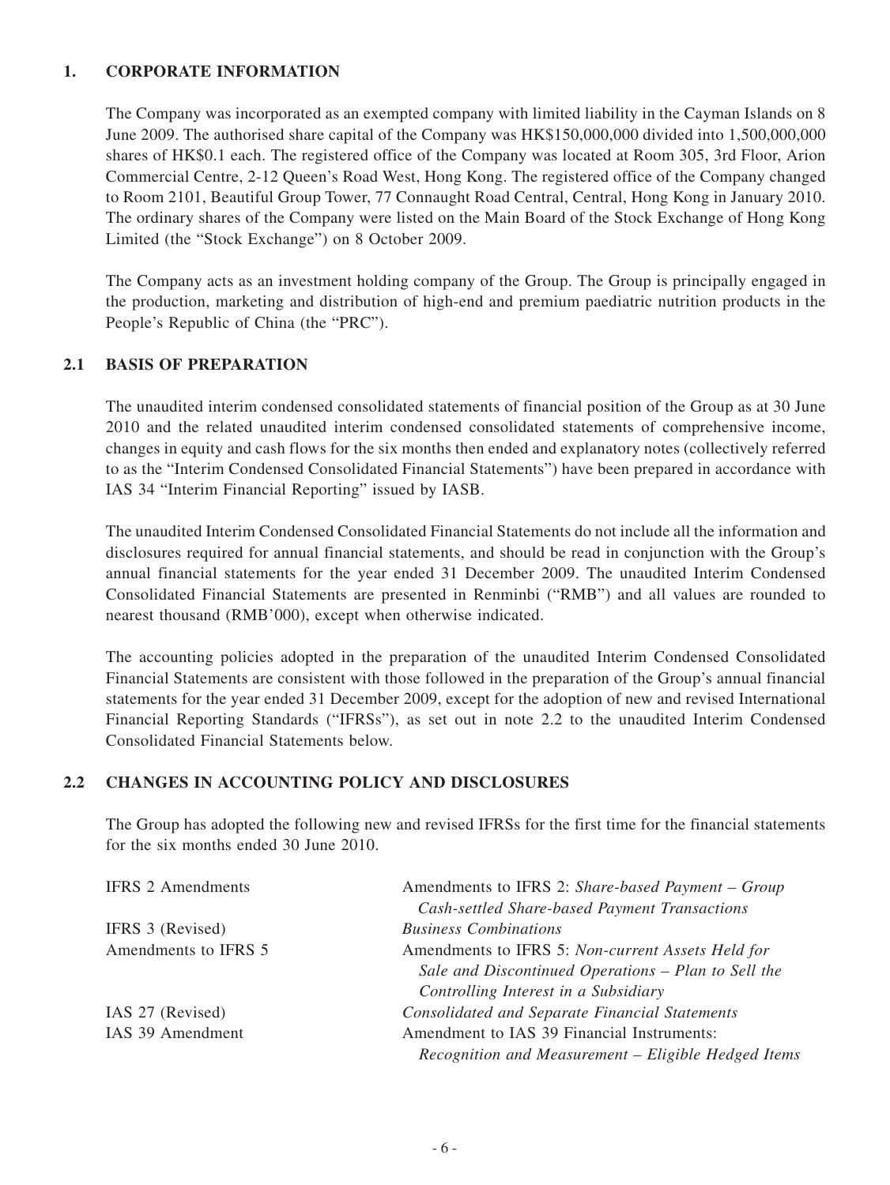## 1. CORPORATE INFORMATION

The Company was incorporated as an exempted company with limited liability in the Cayman Islands on 8 June 2009. The authorised share capital of the Company was HK$150,000,000 divided into 1,500,000,000 shares of HK$0.1 each. The registered office of the Company was located at Room 305, 3rd Floor, Arion Commercial Centre, 2-12 Queen's Road West, Hong Kong. The registered office of the Company changed to Room 2101, Beautiful Group Tower, 77 Connaught Road Central, Central, Hong Kong in January 2010. The ordinary shares of the Company were listed on the Main Board of the Stock Exchange of Hong Kong Limited (the "Stock Exchange") on 8 October 2009.

The Company acts as an investment holding company of the Group. The Group is principally engaged in the production, marketing and distribution of high-end and premium paediatric nutrition products in the People's Republic of China (the "PRC").

## 2.1 BASIS OF PREPARATION

The unaudited interim condensed consolidated statements of financial position of the Group as at 30 June 2010 and the related unaudited interim condensed consolidated statements of comprehensive income, changes in equity and cash flows for the six months then ended and explanatory notes (collectively referred to as the "Interim Condensed Consolidated Financial Statements") have been prepared in accordance with IAS 34 "Interim Financial Reporting" issued by IASB.

The unaudited Interim Condensed Consolidated Financial Statements do not include all the information and disclosures required for annual financial statements, and should be read in conjunction with the Group's annual financial statements for the year ended 31 December 2009. The unaudited Interim Condensed Consolidated Financial Statements are presented in Renminbi ("RMB") and all values are rounded to nearest thousand (RMB'000), except when otherwise indicated.

The accounting policies adopted in the preparation of the unaudited Interim Condensed Consolidated Financial Statements are consistent with those followed in the preparation of the Group's annual financial statements for the year ended 31 December 2009, except for the adoption of new and revised International Financial Reporting Standards ("IFRSs"), as set out in note 2.2 to the unaudited Interim Condensed Consolidated Financial Statements below.

## 2.2 CHANGES IN ACCOUNTING POLICY AND DISCLOSURES

The Group has adopted the following new and revised IFRSs for the first time for the financial statements for the six months ended 30 June 2010.

| | |
|---|---|
| IFRS 2 Amendments | Amendments to IFRS 2: *Share-based Payment – Group Cash-settled Share-based Payment Transactions* |
| IFRS 3 (Revised) | *Business Combinations* |
| Amendments to IFRS 5 | Amendments to IFRS 5: *Non-current Assets Held for Sale and Discontinued Operations – Plan to Sell the Controlling Interest in a Subsidiary* |
| IAS 27 (Revised) | *Consolidated and Separate Financial Statements* |
| IAS 39 Amendment | Amendment to IAS 39 Financial Instruments: *Recognition and Measurement – Eligible Hedged Items* |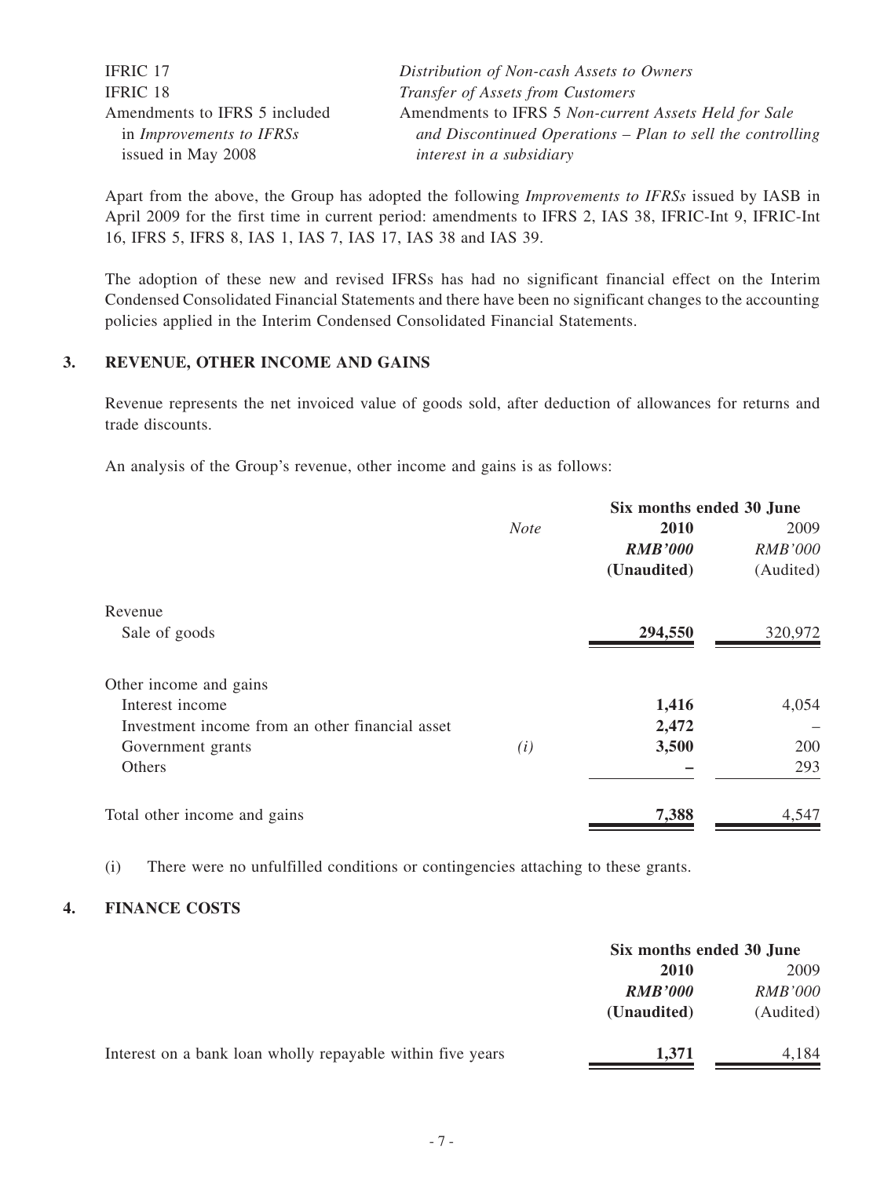| | |
|---|---|
| IFRIC 17 | *Distribution of Non-cash Assets to Owners* |
| IFRIC 18 | *Transfer of Assets from Customers* |
| Amendments to IFRS 5 included in *Improvements to IFRSs* issued in May 2008 | Amendments to IFRS 5 *Non-current Assets Held for Sale and Discontinued Operations – Plan to sell the controlling interest in a subsidiary* |

Apart from the above, the Group has adopted the following *Improvements to IFRSs* issued by IASB in April 2009 for the first time in current period: amendments to IFRS 2, IAS 38, IFRIC-Int 9, IFRIC-Int 16, IFRS 5, IFRS 8, IAS 1, IAS 7, IAS 17, IAS 38 and IAS 39.

The adoption of these new and revised IFRSs has had no significant financial effect on the Interim Condensed Consolidated Financial Statements and there have been no significant changes to the accounting policies applied in the Interim Condensed Consolidated Financial Statements.

## 3. REVENUE, OTHER INCOME AND GAINS

Revenue represents the net invoiced value of goods sold, after deduction of allowances for returns and trade discounts.

An analysis of the Group's revenue, other income and gains is as follows:

| | | Six months ended 30 June | |
|---|---|---|---|
| | *Note* | **2010** | 2009 |
| | | ***RMB'000*** | *RMB'000* |
| | | **(Unaudited)** | (Audited) |
| Revenue | | | |
| Sale of goods | | **294,550** | 320,972 |
| Other income and gains | | | |
| Interest income | | **1,416** | 4,054 |
| Investment income from an other financial asset | | **2,472** | – |
| Government grants | *(i)* | **3,500** | 200 |
| Others | | **–** | 293 |
| Total other income and gains | | **7,388** | 4,547 |

(i) There were no unfulfilled conditions or contingencies attaching to these grants.

## 4. FINANCE COSTS

| | Six months ended 30 June | |
|---|---|---|
| | **2010** | 2009 |
| | ***RMB'000*** | *RMB'000* |
| | **(Unaudited)** | (Audited) |
| Interest on a bank loan wholly repayable within five years | **1,371** | 4,184 |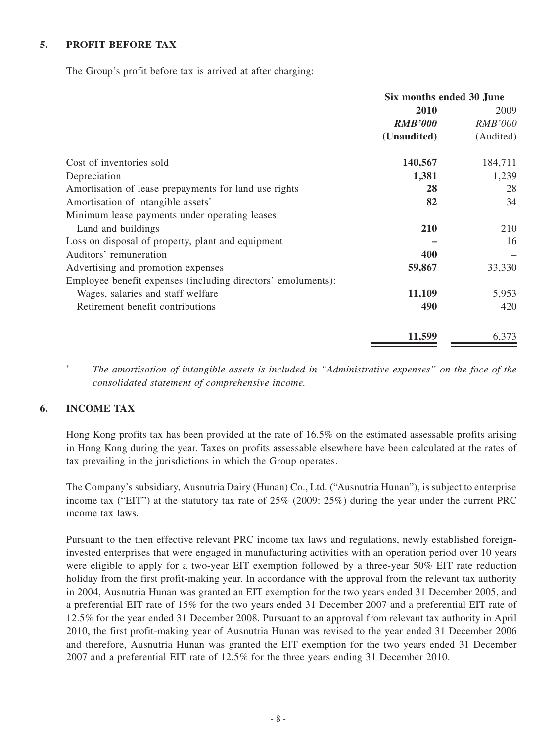## 5. PROFIT BEFORE TAX

The Group's profit before tax is arrived at after charging:

| | Six months ended 30 June | |
|---|---|---|
| | **2010** | 2009 |
| | ***RMB'000*** | *RMB'000* |
| | **(Unaudited)** | (Audited) |
| Cost of inventories sold | **140,567** | 184,711 |
| Depreciation | **1,381** | 1,239 |
| Amortisation of lease prepayments for land use rights | **28** | 28 |
| Amortisation of intangible assets* | **82** | 34 |
| Minimum lease payments under operating leases: | | |
| Land and buildings | **210** | 210 |
| Loss on disposal of property, plant and equipment | **–** | 16 |
| Auditors' remuneration | **400** | – |
| Advertising and promotion expenses | **59,867** | 33,330 |
| Employee benefit expenses (including directors' emoluments): | | |
| Wages, salaries and staff welfare | **11,109** | 5,953 |
| Retirement benefit contributions | **490** | 420 |
| | **11,599** | 6,373 |

\* *The amortisation of intangible assets is included in "Administrative expenses" on the face of the consolidated statement of comprehensive income.*

## 6. INCOME TAX

Hong Kong profits tax has been provided at the rate of 16.5% on the estimated assessable profits arising in Hong Kong during the year. Taxes on profits assessable elsewhere have been calculated at the rates of tax prevailing in the jurisdictions in which the Group operates.

The Company's subsidiary, Ausnutria Dairy (Hunan) Co., Ltd. ("Ausnutria Hunan"), is subject to enterprise income tax ("EIT") at the statutory tax rate of 25% (2009: 25%) during the year under the current PRC income tax laws.

Pursuant to the then effective relevant PRC income tax laws and regulations, newly established foreign-invested enterprises that were engaged in manufacturing activities with an operation period over 10 years were eligible to apply for a two-year EIT exemption followed by a three-year 50% EIT rate reduction holiday from the first profit-making year. In accordance with the approval from the relevant tax authority in 2004, Ausnutria Hunan was granted an EIT exemption for the two years ended 31 December 2005, and a preferential EIT rate of 15% for the two years ended 31 December 2007 and a preferential EIT rate of 12.5% for the year ended 31 December 2008. Pursuant to an approval from relevant tax authority in April 2010, the first profit-making year of Ausnutria Hunan was revised to the year ended 31 December 2006 and therefore, Ausnutria Hunan was granted the EIT exemption for the two years ended 31 December 2007 and a preferential EIT rate of 12.5% for the three years ending 31 December 2010.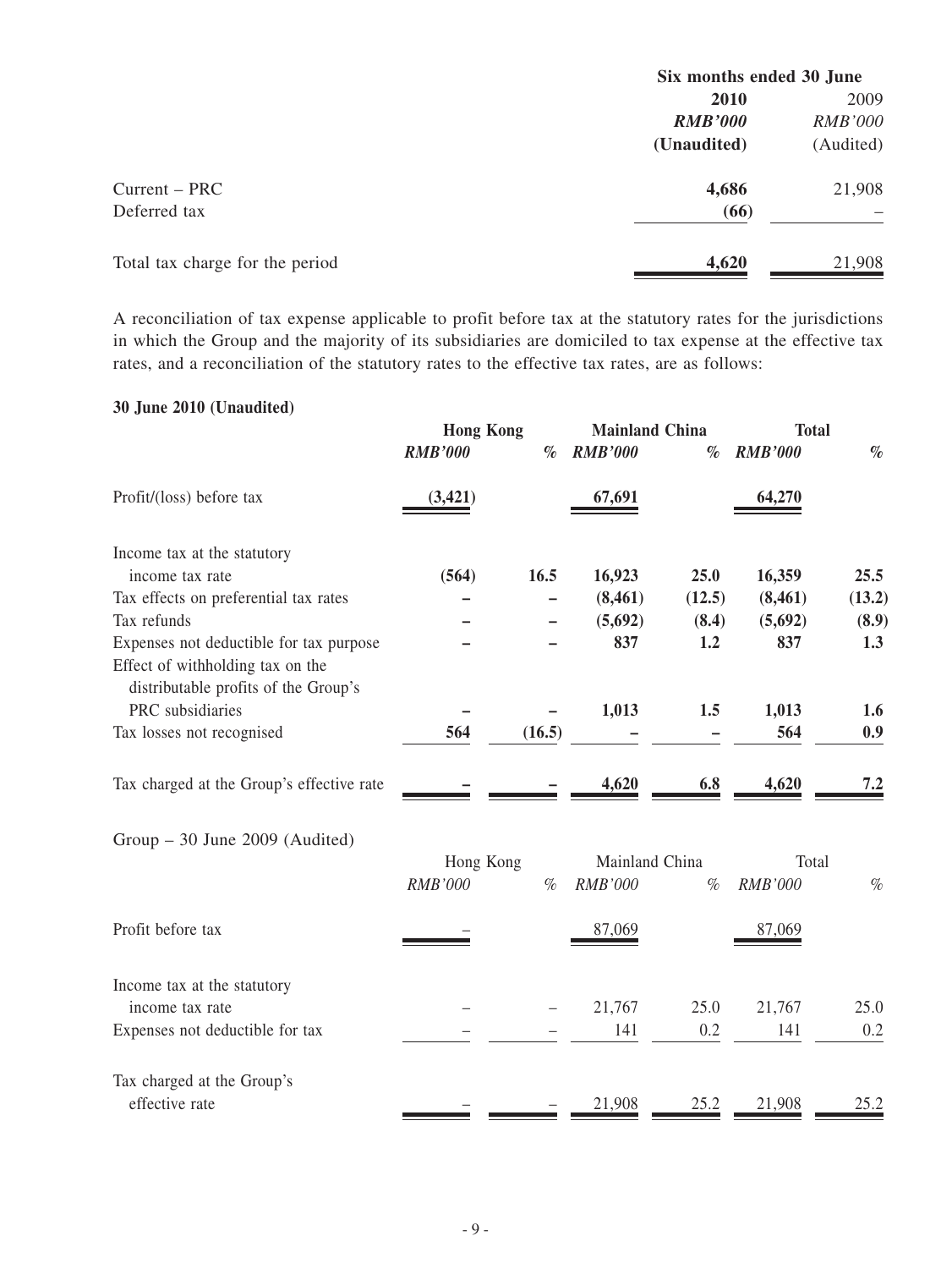| | Six months ended 30 June | |
|---|---|---|
| | **2010** | 2009 |
| | ***RMB'000*** | *RMB'000* |
| | **(Unaudited)** | (Audited) |
| Current – PRC | **4,686** | 21,908 |
| Deferred tax | **(66)** | – |
| Total tax charge for the period | **4,620** | 21,908 |

A reconciliation of tax expense applicable to profit before tax at the statutory rates for the jurisdictions in which the Group and the majority of its subsidiaries are domiciled to tax expense at the effective tax rates, and a reconciliation of the statutory rates to the effective tax rates, are as follows:

**30 June 2010 (Unaudited)**

| | **Hong Kong** | | **Mainland China** | | **Total** | |
|---|---|---|---|---|---|---|
| | ***RMB'000*** | *%* | ***RMB'000*** | *%* | ***RMB'000*** | *%* |
| Profit/(loss) before tax | **(3,421)** | | **67,691** | | **64,270** | |
| Income tax at the statutory income tax rate | **(564)** | **16.5** | **16,923** | **25.0** | **16,359** | **25.5** |
| Tax effects on preferential tax rates | **–** | **–** | **(8,461)** | **(12.5)** | **(8,461)** | **(13.2)** |
| Tax refunds | **–** | **–** | **(5,692)** | **(8.4)** | **(5,692)** | **(8.9)** |
| Expenses not deductible for tax purpose | **–** | **–** | **837** | **1.2** | **837** | **1.3** |
| Effect of withholding tax on the distributable profits of the Group's PRC subsidiaries | **–** | **–** | **1,013** | **1.5** | **1,013** | **1.6** |
| Tax losses not recognised | **564** | **(16.5)** | **–** | **–** | **564** | **0.9** |
| Tax charged at the Group's effective rate | **–** | **–** | **4,620** | **6.8** | **4,620** | **7.2** |

Group – 30 June 2009 (Audited)

| | Hong Kong | | Mainland China | | Total | |
|---|---|---|---|---|---|---|
| | *RMB'000* | *%* | *RMB'000* | *%* | *RMB'000* | *%* |
| Profit before tax | – | | 87,069 | | 87,069 | |
| Income tax at the statutory income tax rate | – | – | 21,767 | 25.0 | 21,767 | 25.0 |
| Expenses not deductible for tax | – | – | 141 | 0.2 | 141 | 0.2 |
| Tax charged at the Group's effective rate | – | – | 21,908 | 25.2 | 21,908 | 25.2 |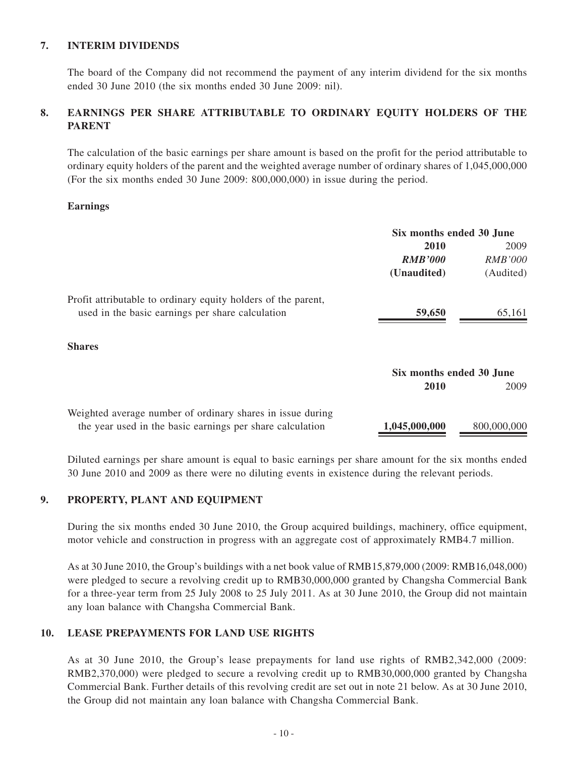## 7. INTERIM DIVIDENDS

The board of the Company did not recommend the payment of any interim dividend for the six months ended 30 June 2010 (the six months ended 30 June 2009: nil).

## 8. EARNINGS PER SHARE ATTRIBUTABLE TO ORDINARY EQUITY HOLDERS OF THE PARENT

The calculation of the basic earnings per share amount is based on the profit for the period attributable to ordinary equity holders of the parent and the weighted average number of ordinary shares of 1,045,000,000 (For the six months ended 30 June 2009: 800,000,000) in issue during the period.

**Earnings**

| | Six months ended 30 June | |
|---|---|---|
| | **2010** | 2009 |
| | ***RMB'000*** | *RMB'000* |
| | **(Unaudited)** | (Audited) |
| Profit attributable to ordinary equity holders of the parent, used in the basic earnings per share calculation | **59,650** | 65,161 |

**Shares**

| | Six months ended 30 June | |
|---|---|---|
| | **2010** | 2009 |
| Weighted average number of ordinary shares in issue during the year used in the basic earnings per share calculation | **1,045,000,000** | 800,000,000 |

Diluted earnings per share amount is equal to basic earnings per share amount for the six months ended 30 June 2010 and 2009 as there were no diluting events in existence during the relevant periods.

## 9. PROPERTY, PLANT AND EQUIPMENT

During the six months ended 30 June 2010, the Group acquired buildings, machinery, office equipment, motor vehicle and construction in progress with an aggregate cost of approximately RMB4.7 million.

As at 30 June 2010, the Group's buildings with a net book value of RMB15,879,000 (2009: RMB16,048,000) were pledged to secure a revolving credit up to RMB30,000,000 granted by Changsha Commercial Bank for a three-year term from 25 July 2008 to 25 July 2011. As at 30 June 2010, the Group did not maintain any loan balance with Changsha Commercial Bank.

## 10. LEASE PREPAYMENTS FOR LAND USE RIGHTS

As at 30 June 2010, the Group's lease prepayments for land use rights of RMB2,342,000 (2009: RMB2,370,000) were pledged to secure a revolving credit up to RMB30,000,000 granted by Changsha Commercial Bank. Further details of this revolving credit are set out in note 21 below. As at 30 June 2010, the Group did not maintain any loan balance with Changsha Commercial Bank.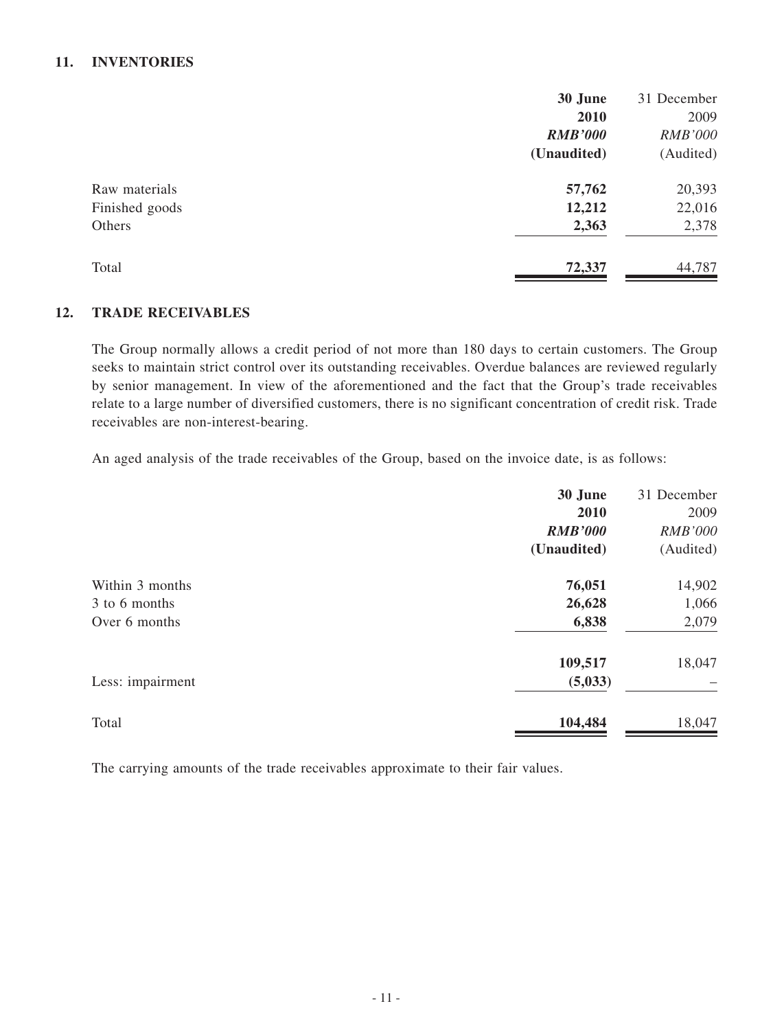## 11. INVENTORIES

| | **30 June 2010** | 31 December 2009 |
|---|---|---|
| | ***RMB'000*** | *RMB'000* |
| | **(Unaudited)** | (Audited) |
| Raw materials | **57,762** | 20,393 |
| Finished goods | **12,212** | 22,016 |
| Others | **2,363** | 2,378 |
| Total | **72,337** | 44,787 |

## 12. TRADE RECEIVABLES

The Group normally allows a credit period of not more than 180 days to certain customers. The Group seeks to maintain strict control over its outstanding receivables. Overdue balances are reviewed regularly by senior management. In view of the aforementioned and the fact that the Group's trade receivables relate to a large number of diversified customers, there is no significant concentration of credit risk. Trade receivables are non-interest-bearing.

An aged analysis of the trade receivables of the Group, based on the invoice date, is as follows:

| | **30 June 2010** | 31 December 2009 |
|---|---|---|
| | ***RMB'000*** | *RMB'000* |
| | **(Unaudited)** | (Audited) |
| Within 3 months | **76,051** | 14,902 |
| 3 to 6 months | **26,628** | 1,066 |
| Over 6 months | **6,838** | 2,079 |
| | **109,517** | 18,047 |
| Less: impairment | **(5,033)** | – |
| Total | **104,484** | 18,047 |

The carrying amounts of the trade receivables approximate to their fair values.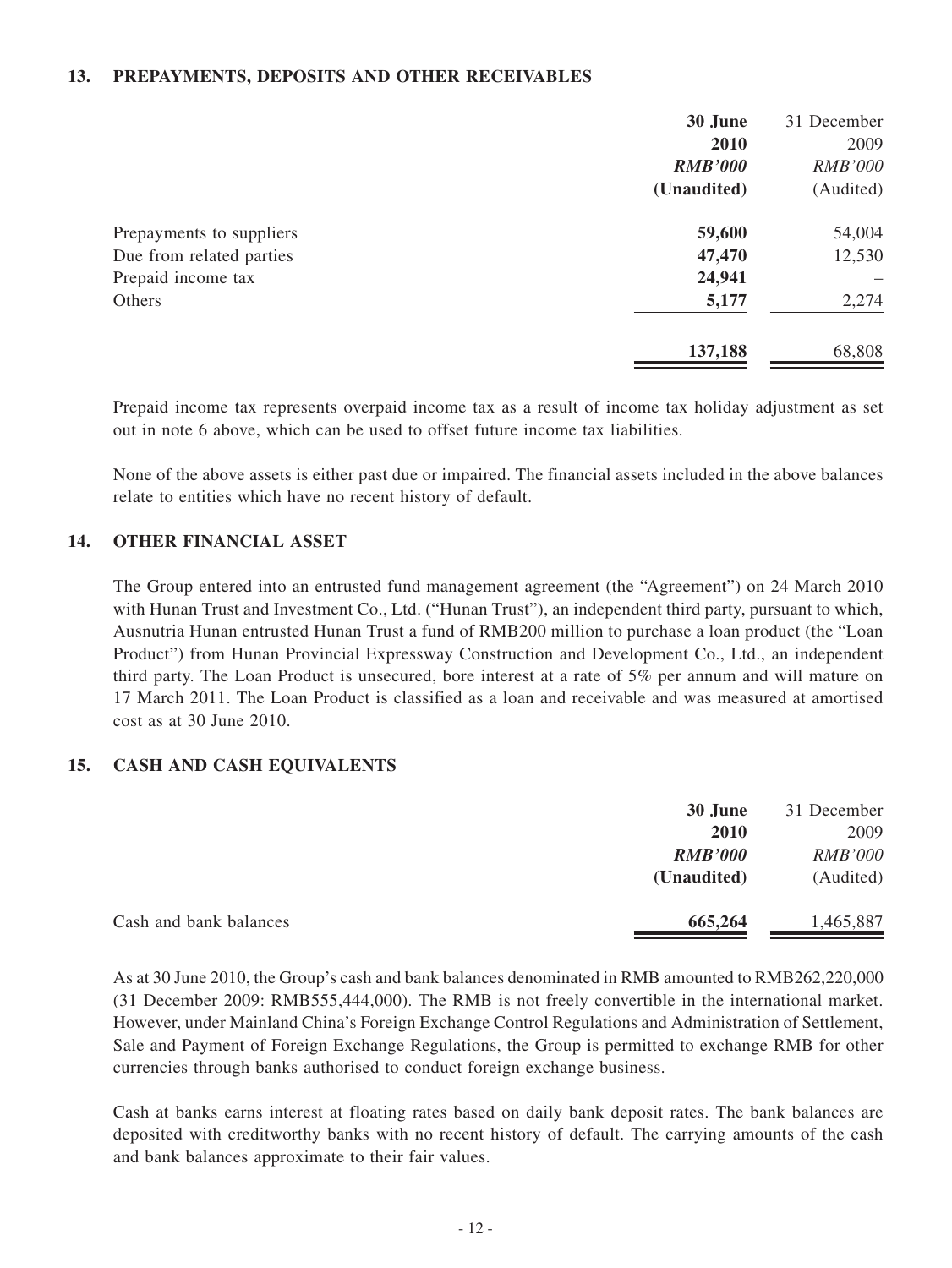### 13. PREPAYMENTS, DEPOSITS AND OTHER RECEIVABLES

| | **30 June 2010** | 31 December 2009 |
|---|---|---|
| | ***RMB'000*** | *RMB'000* |
| | **(Unaudited)** | (Audited) |
| Prepayments to suppliers | **59,600** | 54,004 |
| Due from related parties | **47,470** | 12,530 |
| Prepaid income tax | **24,941** | – |
| Others | **5,177** | 2,274 |
| | **137,188** | 68,808 |

Prepaid income tax represents overpaid income tax as a result of income tax holiday adjustment as set out in note 6 above, which can be used to offset future income tax liabilities.

None of the above assets is either past due or impaired. The financial assets included in the above balances relate to entities which have no recent history of default.

### 14. OTHER FINANCIAL ASSET

The Group entered into an entrusted fund management agreement (the "Agreement") on 24 March 2010 with Hunan Trust and Investment Co., Ltd. ("Hunan Trust"), an independent third party, pursuant to which, Ausnutria Hunan entrusted Hunan Trust a fund of RMB200 million to purchase a loan product (the "Loan Product") from Hunan Provincial Expressway Construction and Development Co., Ltd., an independent third party. The Loan Product is unsecured, bore interest at a rate of 5% per annum and will mature on 17 March 2011. The Loan Product is classified as a loan and receivable and was measured at amortised cost as at 30 June 2010.

### 15. CASH AND CASH EQUIVALENTS

| | **30 June 2010** | 31 December 2009 |
|---|---|---|
| | ***RMB'000*** | *RMB'000* |
| | **(Unaudited)** | (Audited) |
| Cash and bank balances | **665,264** | 1,465,887 |

As at 30 June 2010, the Group's cash and bank balances denominated in RMB amounted to RMB262,220,000 (31 December 2009: RMB555,444,000). The RMB is not freely convertible in the international market. However, under Mainland China's Foreign Exchange Control Regulations and Administration of Settlement, Sale and Payment of Foreign Exchange Regulations, the Group is permitted to exchange RMB for other currencies through banks authorised to conduct foreign exchange business.

Cash at banks earns interest at floating rates based on daily bank deposit rates. The bank balances are deposited with creditworthy banks with no recent history of default. The carrying amounts of the cash and bank balances approximate to their fair values.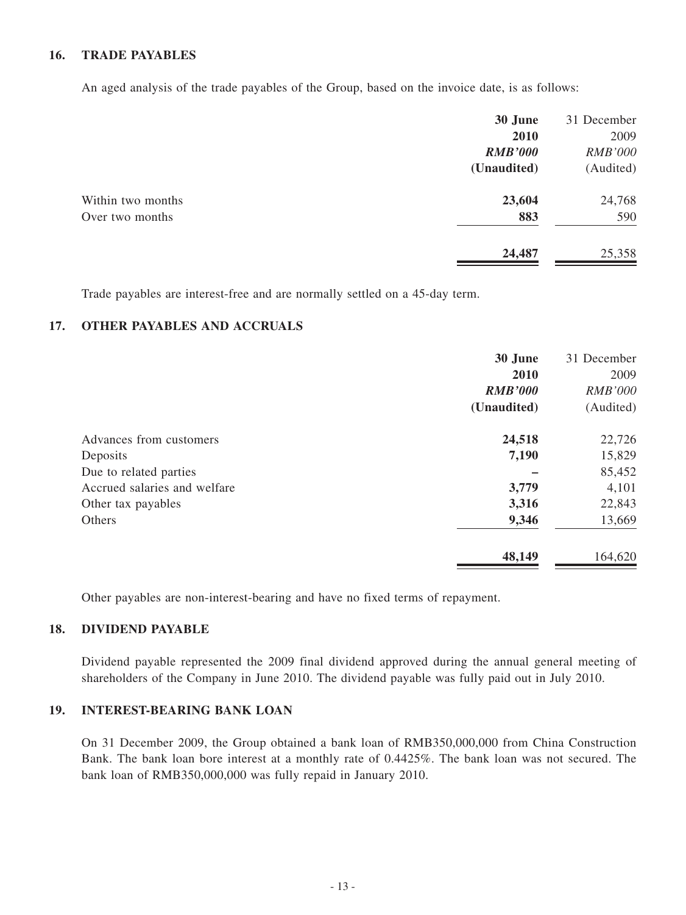### 16. TRADE PAYABLES

An aged analysis of the trade payables of the Group, based on the invoice date, is as follows:

| | **30 June 2010** | 31 December 2009 |
|---|---|---|
| | ***RMB'000*** | *RMB'000* |
| | **(Unaudited)** | (Audited) |
| Within two months | **23,604** | 24,768 |
| Over two months | **883** | 590 |
| | **24,487** | 25,358 |

Trade payables are interest-free and are normally settled on a 45-day term.

### 17. OTHER PAYABLES AND ACCRUALS

| | **30 June 2010** | 31 December 2009 |
|---|---|---|
| | ***RMB'000*** | *RMB'000* |
| | **(Unaudited)** | (Audited) |
| Advances from customers | **24,518** | 22,726 |
| Deposits | **7,190** | 15,829 |
| Due to related parties | **–** | 85,452 |
| Accrued salaries and welfare | **3,779** | 4,101 |
| Other tax payables | **3,316** | 22,843 |
| Others | **9,346** | 13,669 |
| | **48,149** | 164,620 |

Other payables are non-interest-bearing and have no fixed terms of repayment.

### 18. DIVIDEND PAYABLE

Dividend payable represented the 2009 final dividend approved during the annual general meeting of shareholders of the Company in June 2010. The dividend payable was fully paid out in July 2010.

### 19. INTEREST-BEARING BANK LOAN

On 31 December 2009, the Group obtained a bank loan of RMB350,000,000 from China Construction Bank. The bank loan bore interest at a monthly rate of 0.4425%. The bank loan was not secured. The bank loan of RMB350,000,000 was fully repaid in January 2010.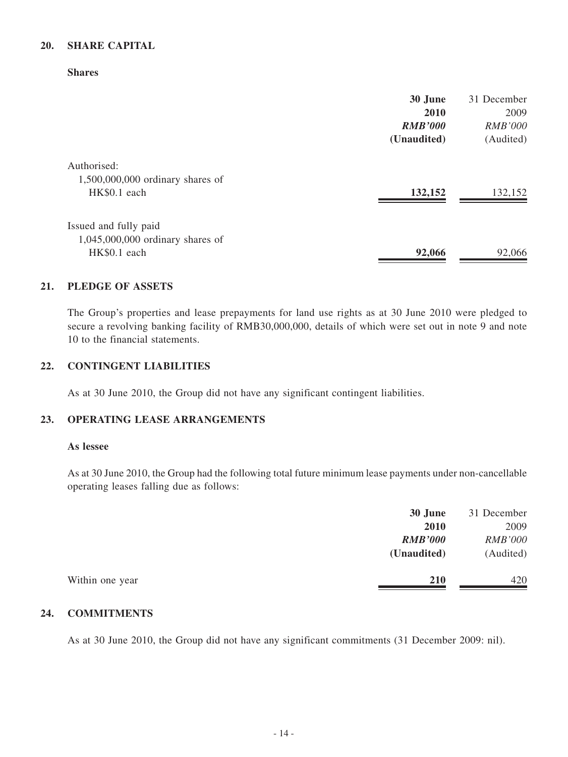## 20. SHARE CAPITAL

**Shares**

| | **30 June 2010** | 31 December 2009 |
|---|---|---|
| | ***RMB'000*** | *RMB'000* |
| | **(Unaudited)** | (Audited) |
| Authorised: | | |
| 1,500,000,000 ordinary shares of HK$0.1 each | **132,152** | 132,152 |
| Issued and fully paid | | |
| 1,045,000,000 ordinary shares of HK$0.1 each | **92,066** | 92,066 |

## 21. PLEDGE OF ASSETS

The Group's properties and lease prepayments for land use rights as at 30 June 2010 were pledged to secure a revolving banking facility of RMB30,000,000, details of which were set out in note 9 and note 10 to the financial statements.

## 22. CONTINGENT LIABILITIES

As at 30 June 2010, the Group did not have any significant contingent liabilities.

## 23. OPERATING LEASE ARRANGEMENTS

**As lessee**

As at 30 June 2010, the Group had the following total future minimum lease payments under non-cancellable operating leases falling due as follows:

| | **30 June 2010** | 31 December 2009 |
|---|---|---|
| | ***RMB'000*** | *RMB'000* |
| | **(Unaudited)** | (Audited) |
| Within one year | **210** | 420 |

## 24. COMMITMENTS

As at 30 June 2010, the Group did not have any significant commitments (31 December 2009: nil).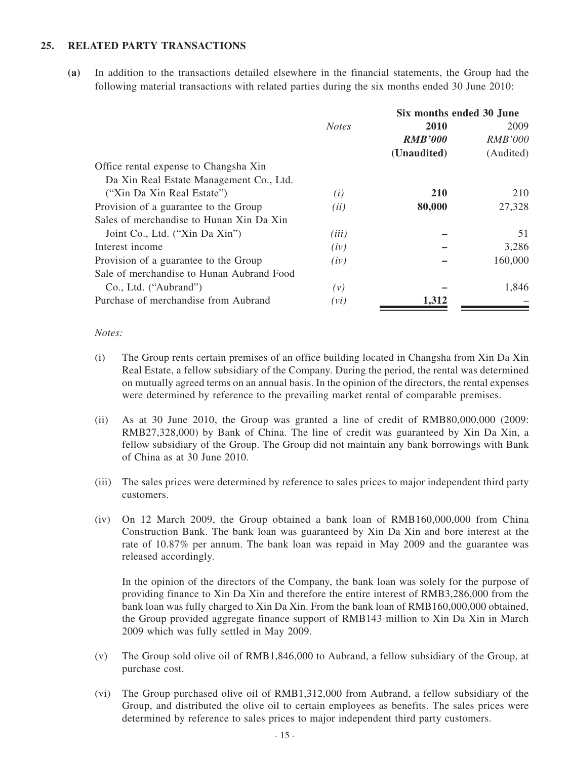## 25. RELATED PARTY TRANSACTIONS

**(a)** In addition to the transactions detailed elsewhere in the financial statements, the Group had the following material transactions with related parties during the six months ended 30 June 2010:

| | *Notes* | **Six months ended 30 June** | |
|---|---|---|---|
| | | **2010** | 2009 |
| | | ***RMB'000*** | *RMB'000* |
| | | **(Unaudited)** | (Audited) |
| Office rental expense to Changsha Xin Da Xin Real Estate Management Co., Ltd. ("Xin Da Xin Real Estate") | *(i)* | **210** | 210 |
| Provision of a guarantee to the Group | *(ii)* | **80,000** | 27,328 |
| Sales of merchandise to Hunan Xin Da Xin Joint Co., Ltd. ("Xin Da Xin") | *(iii)* | **–** | 51 |
| Interest income | *(iv)* | **–** | 3,286 |
| Provision of a guarantee to the Group | *(iv)* | **–** | 160,000 |
| Sale of merchandise to Hunan Aubrand Food Co., Ltd. ("Aubrand") | *(v)* | **–** | 1,846 |
| Purchase of merchandise from Aubrand | *(vi)* | **1,312** | – |

*Notes:*

(i) The Group rents certain premises of an office building located in Changsha from Xin Da Xin Real Estate, a fellow subsidiary of the Company. During the period, the rental was determined on mutually agreed terms on an annual basis. In the opinion of the directors, the rental expenses were determined by reference to the prevailing market rental of comparable premises.

(ii) As at 30 June 2010, the Group was granted a line of credit of RMB80,000,000 (2009: RMB27,328,000) by Bank of China. The line of credit was guaranteed by Xin Da Xin, a fellow subsidiary of the Group. The Group did not maintain any bank borrowings with Bank of China as at 30 June 2010.

(iii) The sales prices were determined by reference to sales prices to major independent third party customers.

(iv) On 12 March 2009, the Group obtained a bank loan of RMB160,000,000 from China Construction Bank. The bank loan was guaranteed by Xin Da Xin and bore interest at the rate of 10.87% per annum. The bank loan was repaid in May 2009 and the guarantee was released accordingly.

In the opinion of the directors of the Company, the bank loan was solely for the purpose of providing finance to Xin Da Xin and therefore the entire interest of RMB3,286,000 from the bank loan was fully charged to Xin Da Xin. From the bank loan of RMB160,000,000 obtained, the Group provided aggregate finance support of RMB143 million to Xin Da Xin in March 2009 which was fully settled in May 2009.

(v) The Group sold olive oil of RMB1,846,000 to Aubrand, a fellow subsidiary of the Group, at purchase cost.

(vi) The Group purchased olive oil of RMB1,312,000 from Aubrand, a fellow subsidiary of the Group, and distributed the olive oil to certain employees as benefits. The sales prices were determined by reference to sales prices to major independent third party customers.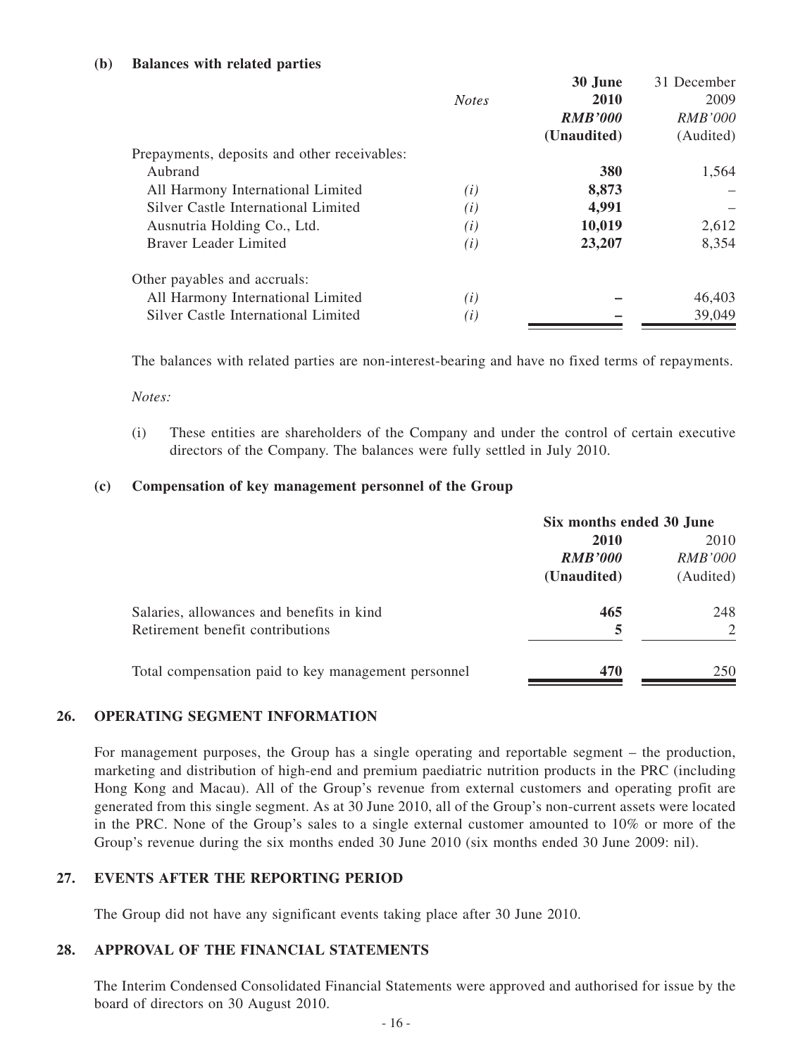**(b) Balances with related parties**

| | *Notes* | **30 June 2010** ***RMB'000*** **(Unaudited)** | 31 December 2009 *RMB'000* (Audited) |
|---|---|---|---|
| Prepayments, deposits and other receivables: | | | |
| Aubrand | | **380** | 1,564 |
| All Harmony International Limited | *(i)* | **8,873** | – |
| Silver Castle International Limited | *(i)* | **4,991** | – |
| Ausnutria Holding Co., Ltd. | *(i)* | **10,019** | 2,612 |
| Braver Leader Limited | *(i)* | **23,207** | 8,354 |
| Other payables and accruals: | | | |
| All Harmony International Limited | *(i)* | **–** | 46,403 |
| Silver Castle International Limited | *(i)* | **–** | 39,049 |

The balances with related parties are non-interest-bearing and have no fixed terms of repayments.

*Notes:*

(i) These entities are shareholders of the Company and under the control of certain executive directors of the Company. The balances were fully settled in July 2010.

**(c) Compensation of key management personnel of the Group**

| | **Six months ended 30 June** | |
|---|---|---|
| | **2010** ***RMB'000*** **(Unaudited)** | 2010 *RMB'000* (Audited) |
| Salaries, allowances and benefits in kind | **465** | 248 |
| Retirement benefit contributions | **5** | 2 |
| Total compensation paid to key management personnel | **470** | 250 |

## 26. OPERATING SEGMENT INFORMATION

For management purposes, the Group has a single operating and reportable segment – the production, marketing and distribution of high-end and premium paediatric nutrition products in the PRC (including Hong Kong and Macau). All of the Group's revenue from external customers and operating profit are generated from this single segment. As at 30 June 2010, all of the Group's non-current assets were located in the PRC. None of the Group's sales to a single external customer amounted to 10% or more of the Group's revenue during the six months ended 30 June 2010 (six months ended 30 June 2009: nil).

## 27. EVENTS AFTER THE REPORTING PERIOD

The Group did not have any significant events taking place after 30 June 2010.

## 28. APPROVAL OF THE FINANCIAL STATEMENTS

The Interim Condensed Consolidated Financial Statements were approved and authorised for issue by the board of directors on 30 August 2010.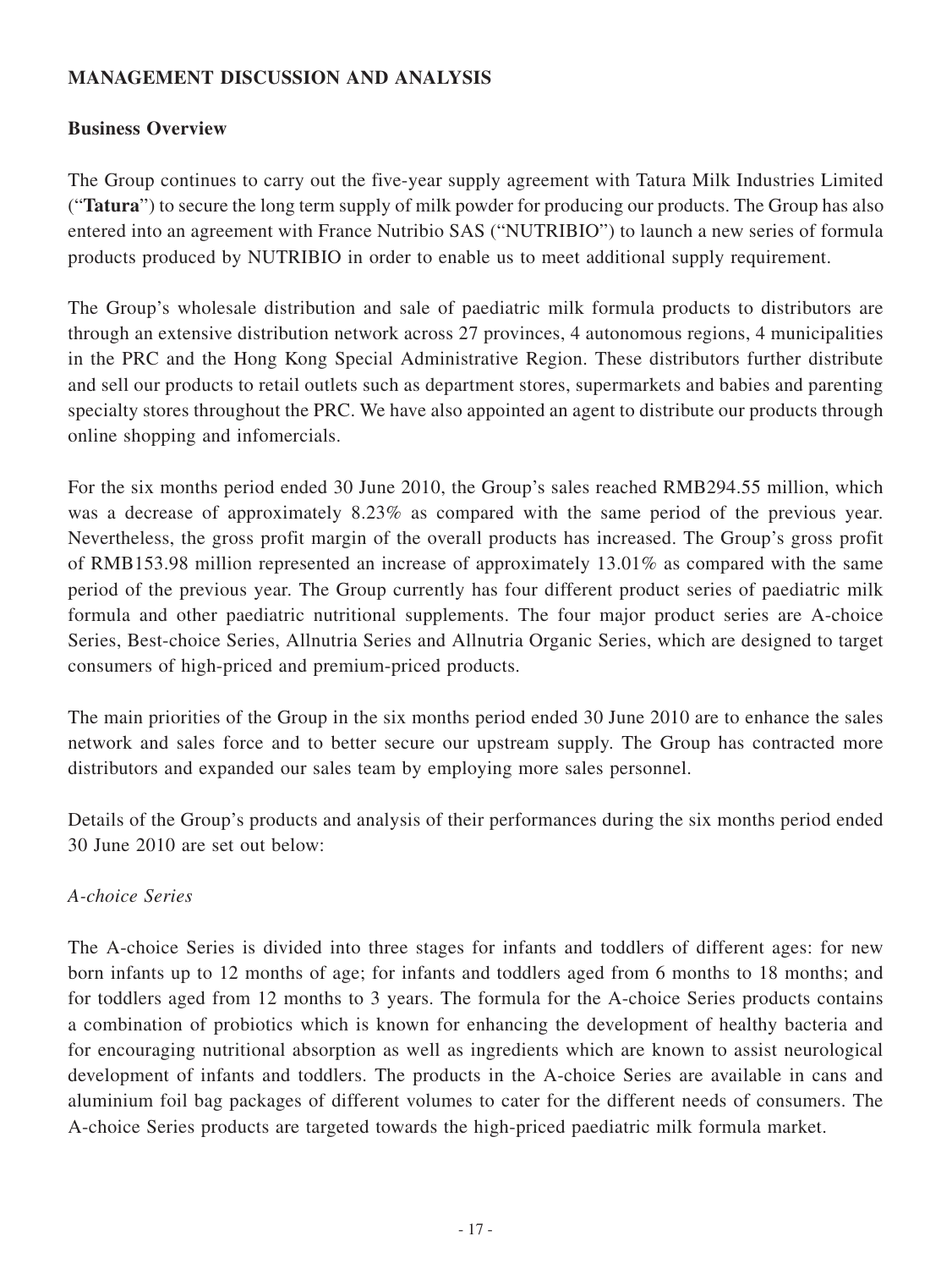## MANAGEMENT DISCUSSION AND ANALYSIS

### Business Overview

The Group continues to carry out the five-year supply agreement with Tatura Milk Industries Limited ("**Tatura**") to secure the long term supply of milk powder for producing our products. The Group has also entered into an agreement with France Nutribio SAS ("NUTRIBIO") to launch a new series of formula products produced by NUTRIBIO in order to enable us to meet additional supply requirement.

The Group's wholesale distribution and sale of paediatric milk formula products to distributors are through an extensive distribution network across 27 provinces, 4 autonomous regions, 4 municipalities in the PRC and the Hong Kong Special Administrative Region. These distributors further distribute and sell our products to retail outlets such as department stores, supermarkets and babies and parenting specialty stores throughout the PRC. We have also appointed an agent to distribute our products through online shopping and infomercials.

For the six months period ended 30 June 2010, the Group's sales reached RMB294.55 million, which was a decrease of approximately 8.23% as compared with the same period of the previous year. Nevertheless, the gross profit margin of the overall products has increased. The Group's gross profit of RMB153.98 million represented an increase of approximately 13.01% as compared with the same period of the previous year. The Group currently has four different product series of paediatric milk formula and other paediatric nutritional supplements. The four major product series are A-choice Series, Best-choice Series, Allnutria Series and Allnutria Organic Series, which are designed to target consumers of high-priced and premium-priced products.

The main priorities of the Group in the six months period ended 30 June 2010 are to enhance the sales network and sales force and to better secure our upstream supply. The Group has contracted more distributors and expanded our sales team by employing more sales personnel.

Details of the Group's products and analysis of their performances during the six months period ended 30 June 2010 are set out below:

*A-choice Series*

The A-choice Series is divided into three stages for infants and toddlers of different ages: for new born infants up to 12 months of age; for infants and toddlers aged from 6 months to 18 months; and for toddlers aged from 12 months to 3 years. The formula for the A-choice Series products contains a combination of probiotics which is known for enhancing the development of healthy bacteria and for encouraging nutritional absorption as well as ingredients which are known to assist neurological development of infants and toddlers. The products in the A-choice Series are available in cans and aluminium foil bag packages of different volumes to cater for the different needs of consumers. The A-choice Series products are targeted towards the high-priced paediatric milk formula market.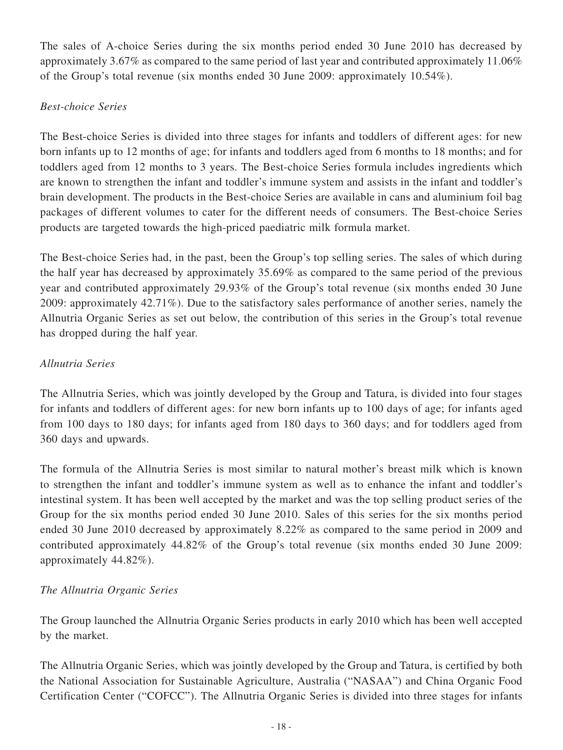The sales of A-choice Series during the six months period ended 30 June 2010 has decreased by approximately 3.67% as compared to the same period of last year and contributed approximately 11.06% of the Group's total revenue (six months ended 30 June 2009: approximately 10.54%).

*Best-choice Series*

The Best-choice Series is divided into three stages for infants and toddlers of different ages: for new born infants up to 12 months of age; for infants and toddlers aged from 6 months to 18 months; and for toddlers aged from 12 months to 3 years. The Best-choice Series formula includes ingredients which are known to strengthen the infant and toddler's immune system and assists in the infant and toddler's brain development. The products in the Best-choice Series are available in cans and aluminium foil bag packages of different volumes to cater for the different needs of consumers. The Best-choice Series products are targeted towards the high-priced paediatric milk formula market.

The Best-choice Series had, in the past, been the Group's top selling series. The sales of which during the half year has decreased by approximately 35.69% as compared to the same period of the previous year and contributed approximately 29.93% of the Group's total revenue (six months ended 30 June 2009: approximately 42.71%). Due to the satisfactory sales performance of another series, namely the Allnutria Organic Series as set out below, the contribution of this series in the Group's total revenue has dropped during the half year.

*Allnutria Series*

The Allnutria Series, which was jointly developed by the Group and Tatura, is divided into four stages for infants and toddlers of different ages: for new born infants up to 100 days of age; for infants aged from 100 days to 180 days; for infants aged from 180 days to 360 days; and for toddlers aged from 360 days and upwards.

The formula of the Allnutria Series is most similar to natural mother's breast milk which is known to strengthen the infant and toddler's immune system as well as to enhance the infant and toddler's intestinal system. It has been well accepted by the market and was the top selling product series of the Group for the six months period ended 30 June 2010. Sales of this series for the six months period ended 30 June 2010 decreased by approximately 8.22% as compared to the same period in 2009 and contributed approximately 44.82% of the Group's total revenue (six months ended 30 June 2009: approximately 44.82%).

*The Allnutria Organic Series*

The Group launched the Allnutria Organic Series products in early 2010 which has been well accepted by the market.

The Allnutria Organic Series, which was jointly developed by the Group and Tatura, is certified by both the National Association for Sustainable Agriculture, Australia ("NASAA") and China Organic Food Certification Center ("COFCC"). The Allnutria Organic Series is divided into three stages for infants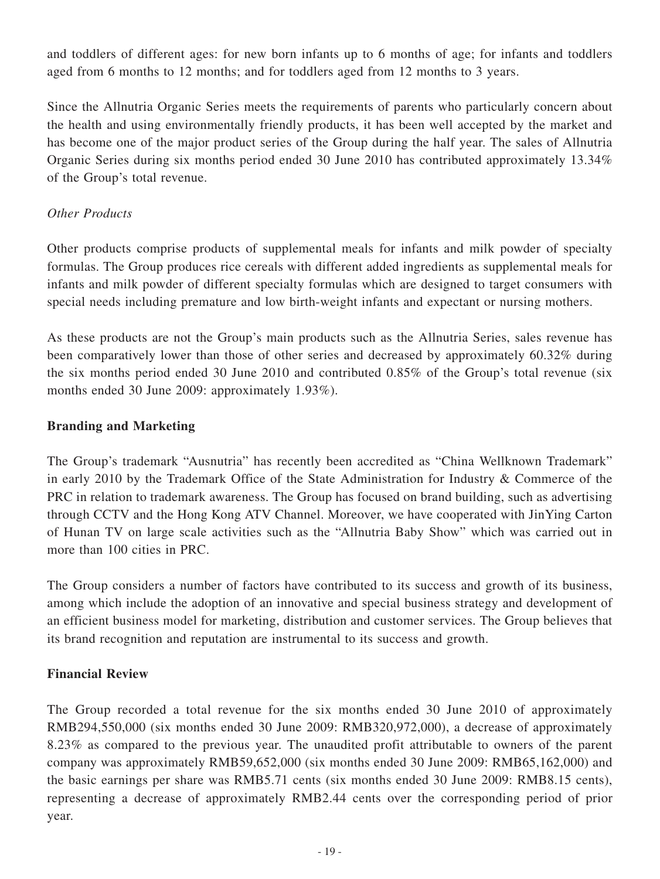and toddlers of different ages: for new born infants up to 6 months of age; for infants and toddlers aged from 6 months to 12 months; and for toddlers aged from 12 months to 3 years.

Since the Allnutria Organic Series meets the requirements of parents who particularly concern about the health and using environmentally friendly products, it has been well accepted by the market and has become one of the major product series of the Group during the half year. The sales of Allnutria Organic Series during six months period ended 30 June 2010 has contributed approximately 13.34% of the Group's total revenue.

*Other Products*

Other products comprise products of supplemental meals for infants and milk powder of specialty formulas. The Group produces rice cereals with different added ingredients as supplemental meals for infants and milk powder of different specialty formulas which are designed to target consumers with special needs including premature and low birth-weight infants and expectant or nursing mothers.

As these products are not the Group's main products such as the Allnutria Series, sales revenue has been comparatively lower than those of other series and decreased by approximately 60.32% during the six months period ended 30 June 2010 and contributed 0.85% of the Group's total revenue (six months ended 30 June 2009: approximately 1.93%).

**Branding and Marketing**

The Group's trademark "Ausnutria" has recently been accredited as "China Wellknown Trademark" in early 2010 by the Trademark Office of the State Administration for Industry & Commerce of the PRC in relation to trademark awareness. The Group has focused on brand building, such as advertising through CCTV and the Hong Kong ATV Channel. Moreover, we have cooperated with JinYing Carton of Hunan TV on large scale activities such as the "Allnutria Baby Show" which was carried out in more than 100 cities in PRC.

The Group considers a number of factors have contributed to its success and growth of its business, among which include the adoption of an innovative and special business strategy and development of an efficient business model for marketing, distribution and customer services. The Group believes that its brand recognition and reputation are instrumental to its success and growth.

**Financial Review**

The Group recorded a total revenue for the six months ended 30 June 2010 of approximately RMB294,550,000 (six months ended 30 June 2009: RMB320,972,000), a decrease of approximately 8.23% as compared to the previous year. The unaudited profit attributable to owners of the parent company was approximately RMB59,652,000 (six months ended 30 June 2009: RMB65,162,000) and the basic earnings per share was RMB5.71 cents (six months ended 30 June 2009: RMB8.15 cents), representing a decrease of approximately RMB2.44 cents over the corresponding period of prior year.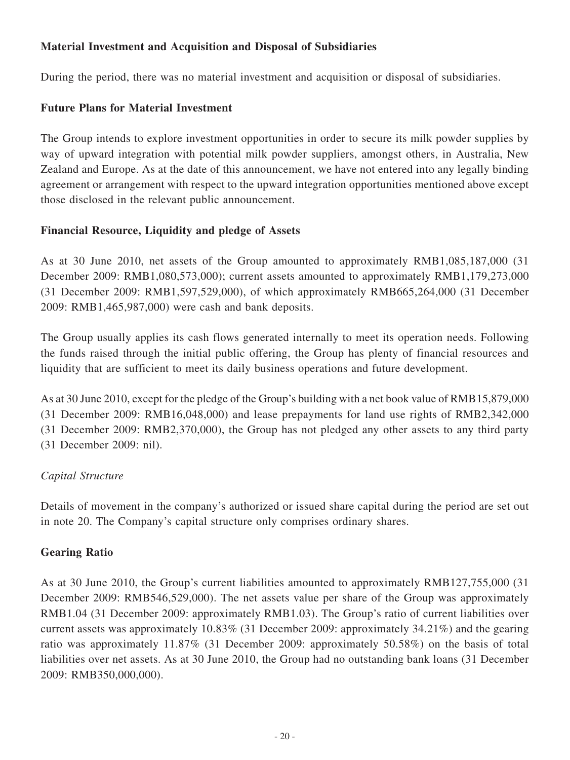**Material Investment and Acquisition and Disposal of Subsidiaries**

During the period, there was no material investment and acquisition or disposal of subsidiaries.

**Future Plans for Material Investment**

The Group intends to explore investment opportunities in order to secure its milk powder supplies by way of upward integration with potential milk powder suppliers, amongst others, in Australia, New Zealand and Europe. As at the date of this announcement, we have not entered into any legally binding agreement or arrangement with respect to the upward integration opportunities mentioned above except those disclosed in the relevant public announcement.

**Financial Resource, Liquidity and pledge of Assets**

As at 30 June 2010, net assets of the Group amounted to approximately RMB1,085,187,000 (31 December 2009: RMB1,080,573,000); current assets amounted to approximately RMB1,179,273,000 (31 December 2009: RMB1,597,529,000), of which approximately RMB665,264,000 (31 December 2009: RMB1,465,987,000) were cash and bank deposits.

The Group usually applies its cash flows generated internally to meet its operation needs. Following the funds raised through the initial public offering, the Group has plenty of financial resources and liquidity that are sufficient to meet its daily business operations and future development.

As at 30 June 2010, except for the pledge of the Group's building with a net book value of RMB15,879,000 (31 December 2009: RMB16,048,000) and lease prepayments for land use rights of RMB2,342,000 (31 December 2009: RMB2,370,000), the Group has not pledged any other assets to any third party (31 December 2009: nil).

*Capital Structure*

Details of movement in the company's authorized or issued share capital during the period are set out in note 20. The Company's capital structure only comprises ordinary shares.

**Gearing Ratio**

As at 30 June 2010, the Group's current liabilities amounted to approximately RMB127,755,000 (31 December 2009: RMB546,529,000). The net assets value per share of the Group was approximately RMB1.04 (31 December 2009: approximately RMB1.03). The Group's ratio of current liabilities over current assets was approximately 10.83% (31 December 2009: approximately 34.21%) and the gearing ratio was approximately 11.87% (31 December 2009: approximately 50.58%) on the basis of total liabilities over net assets. As at 30 June 2010, the Group had no outstanding bank loans (31 December 2009: RMB350,000,000).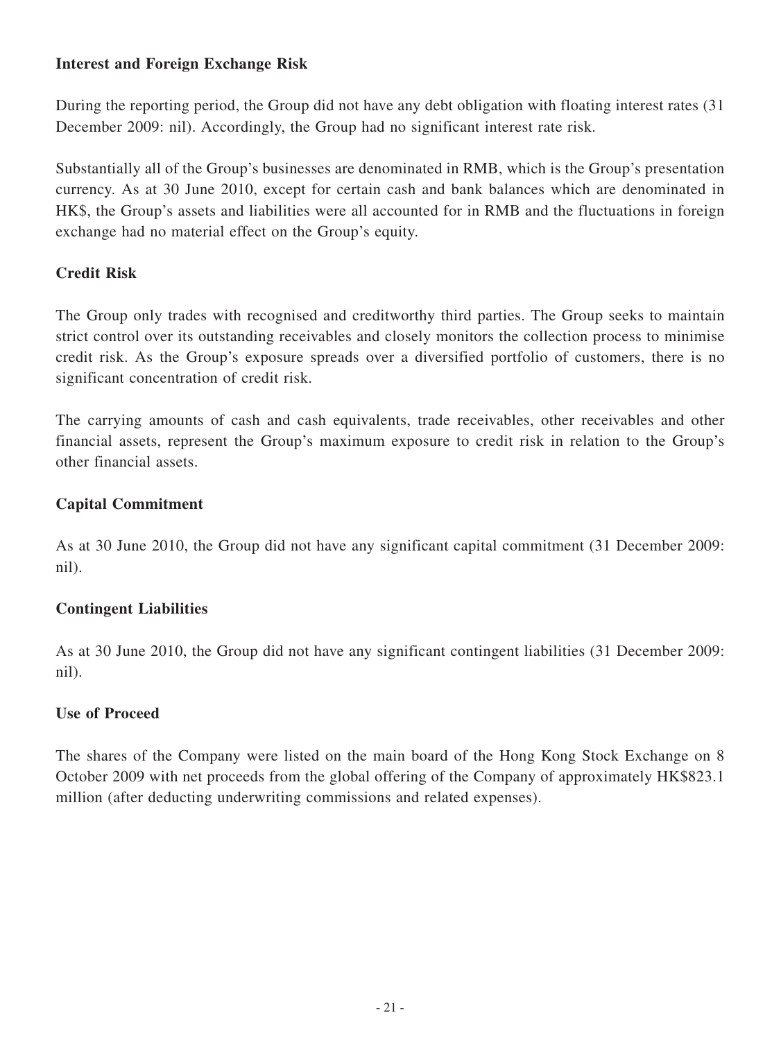**Interest and Foreign Exchange Risk**

During the reporting period, the Group did not have any debt obligation with floating interest rates (31 December 2009: nil). Accordingly, the Group had no significant interest rate risk.

Substantially all of the Group's businesses are denominated in RMB, which is the Group's presentation currency. As at 30 June 2010, except for certain cash and bank balances which are denominated in HK$, the Group's assets and liabilities were all accounted for in RMB and the fluctuations in foreign exchange had no material effect on the Group's equity.

**Credit Risk**

The Group only trades with recognised and creditworthy third parties. The Group seeks to maintain strict control over its outstanding receivables and closely monitors the collection process to minimise credit risk. As the Group's exposure spreads over a diversified portfolio of customers, there is no significant concentration of credit risk.

The carrying amounts of cash and cash equivalents, trade receivables, other receivables and other financial assets, represent the Group's maximum exposure to credit risk in relation to the Group's other financial assets.

**Capital Commitment**

As at 30 June 2010, the Group did not have any significant capital commitment (31 December 2009: nil).

**Contingent Liabilities**

As at 30 June 2010, the Group did not have any significant contingent liabilities (31 December 2009: nil).

**Use of Proceed**

The shares of the Company were listed on the main board of the Hong Kong Stock Exchange on 8 October 2009 with net proceeds from the global offering of the Company of approximately HK$823.1 million (after deducting underwriting commissions and related expenses).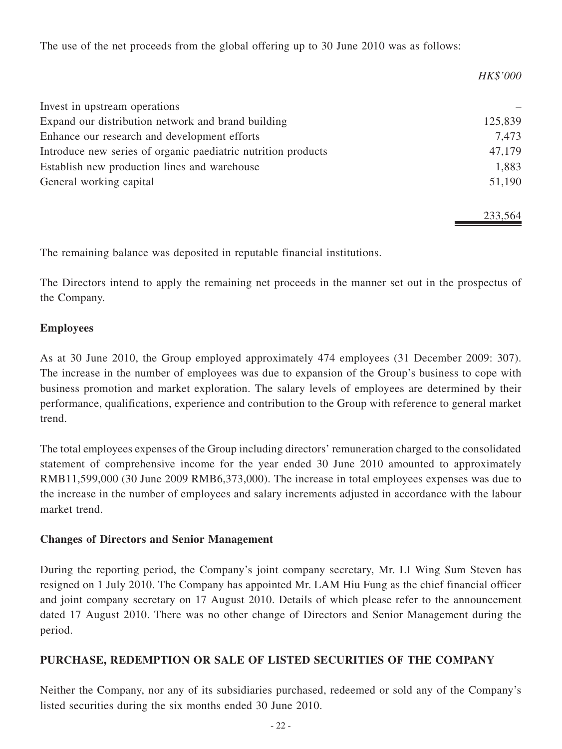The use of the net proceeds from the global offering up to 30 June 2010 was as follows:

| | *HK$'000* |
|---|---:|
| Invest in upstream operations | – |
| Expand our distribution network and brand building | 125,839 |
| Enhance our research and development efforts | 7,473 |
| Introduce new series of organic paediatric nutrition products | 47,179 |
| Establish new production lines and warehouse | 1,883 |
| General working capital | 51,190 |
| | 233,564 |

The remaining balance was deposited in reputable financial institutions.

The Directors intend to apply the remaining net proceeds in the manner set out in the prospectus of the Company.

**Employees**

As at 30 June 2010, the Group employed approximately 474 employees (31 December 2009: 307). The increase in the number of employees was due to expansion of the Group's business to cope with business promotion and market exploration. The salary levels of employees are determined by their performance, qualifications, experience and contribution to the Group with reference to general market trend.

The total employees expenses of the Group including directors' remuneration charged to the consolidated statement of comprehensive income for the year ended 30 June 2010 amounted to approximately RMB11,599,000 (30 June 2009 RMB6,373,000). The increase in total employees expenses was due to the increase in the number of employees and salary increments adjusted in accordance with the labour market trend.

**Changes of Directors and Senior Management**

During the reporting period, the Company's joint company secretary, Mr. LI Wing Sum Steven has resigned on 1 July 2010. The Company has appointed Mr. LAM Hiu Fung as the chief financial officer and joint company secretary on 17 August 2010. Details of which please refer to the announcement dated 17 August 2010. There was no other change of Directors and Senior Management during the period.

## PURCHASE, REDEMPTION OR SALE OF LISTED SECURITIES OF THE COMPANY

Neither the Company, nor any of its subsidiaries purchased, redeemed or sold any of the Company's listed securities during the six months ended 30 June 2010.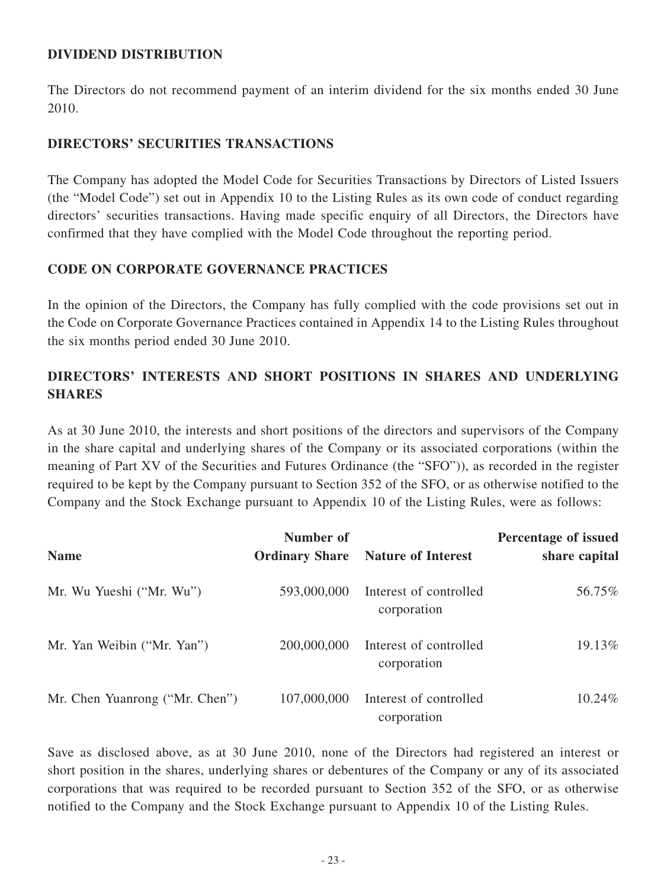## DIVIDEND DISTRIBUTION

The Directors do not recommend payment of an interim dividend for the six months ended 30 June 2010.

## DIRECTORS' SECURITIES TRANSACTIONS

The Company has adopted the Model Code for Securities Transactions by Directors of Listed Issuers (the "Model Code") set out in Appendix 10 to the Listing Rules as its own code of conduct regarding directors' securities transactions. Having made specific enquiry of all Directors, the Directors have confirmed that they have complied with the Model Code throughout the reporting period.

## CODE ON CORPORATE GOVERNANCE PRACTICES

In the opinion of the Directors, the Company has fully complied with the code provisions set out in the Code on Corporate Governance Practices contained in Appendix 14 to the Listing Rules throughout the six months period ended 30 June 2010.

## DIRECTORS' INTERESTS AND SHORT POSITIONS IN SHARES AND UNDERLYING SHARES

As at 30 June 2010, the interests and short positions of the directors and supervisors of the Company in the share capital and underlying shares of the Company or its associated corporations (within the meaning of Part XV of the Securities and Futures Ordinance (the "SFO")), as recorded in the register required to be kept by the Company pursuant to Section 352 of the SFO, or as otherwise notified to the Company and the Stock Exchange pursuant to Appendix 10 of the Listing Rules, were as follows:

| Name | Number of Ordinary Share | Nature of Interest | Percentage of issued share capital |
|---|---|---|---|
| Mr. Wu Yueshi ("Mr. Wu") | 593,000,000 | Interest of controlled corporation | 56.75% |
| Mr. Yan Weibin ("Mr. Yan") | 200,000,000 | Interest of controlled corporation | 19.13% |
| Mr. Chen Yuanrong ("Mr. Chen") | 107,000,000 | Interest of controlled corporation | 10.24% |

Save as disclosed above, as at 30 June 2010, none of the Directors had registered an interest or short position in the shares, underlying shares or debentures of the Company or any of its associated corporations that was required to be recorded pursuant to Section 352 of the SFO, or as otherwise notified to the Company and the Stock Exchange pursuant to Appendix 10 of the Listing Rules.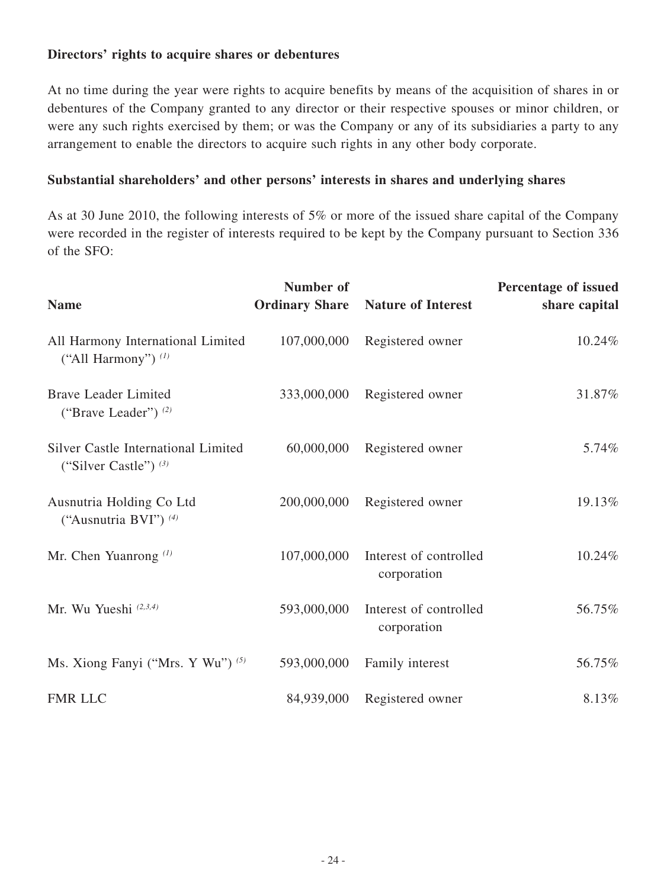**Directors' rights to acquire shares or debentures**

At no time during the year were rights to acquire benefits by means of the acquisition of shares in or debentures of the Company granted to any director or their respective spouses or minor children, or were any such rights exercised by them; or was the Company or any of its subsidiaries a party to any arrangement to enable the directors to acquire such rights in any other body corporate.

**Substantial shareholders' and other persons' interests in shares and underlying shares**

As at 30 June 2010, the following interests of 5% or more of the issued share capital of the Company were recorded in the register of interests required to be kept by the Company pursuant to Section 336 of the SFO:

| Name | Number of Ordinary Share | Nature of Interest | Percentage of issued share capital |
|---|---|---|---|
| All Harmony International Limited ("All Harmony") (1) | 107,000,000 | Registered owner | 10.24% |
| Brave Leader Limited ("Brave Leader") (2) | 333,000,000 | Registered owner | 31.87% |
| Silver Castle International Limited ("Silver Castle") (3) | 60,000,000 | Registered owner | 5.74% |
| Ausnutria Holding Co Ltd ("Ausnutria BVI") (4) | 200,000,000 | Registered owner | 19.13% |
| Mr. Chen Yuanrong (1) | 107,000,000 | Interest of controlled corporation | 10.24% |
| Mr. Wu Yueshi (2,3,4) | 593,000,000 | Interest of controlled corporation | 56.75% |
| Ms. Xiong Fanyi ("Mrs. Y Wu") (5) | 593,000,000 | Family interest | 56.75% |
| FMR LLC | 84,939,000 | Registered owner | 8.13% |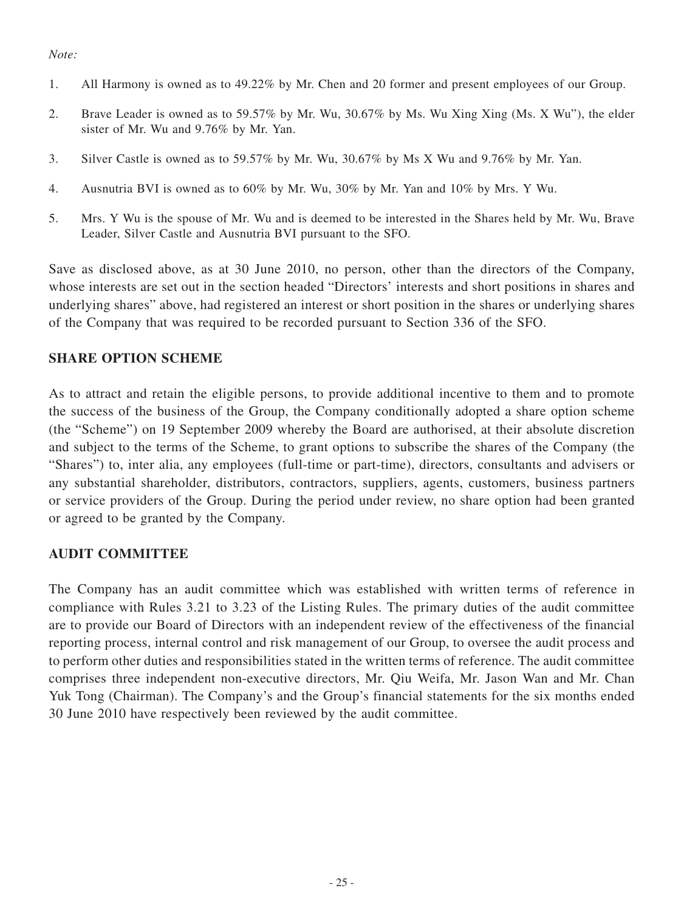*Note:*

1. All Harmony is owned as to 49.22% by Mr. Chen and 20 former and present employees of our Group.

2. Brave Leader is owned as to 59.57% by Mr. Wu, 30.67% by Ms. Wu Xing Xing (Ms. X Wu"), the elder sister of Mr. Wu and 9.76% by Mr. Yan.

3. Silver Castle is owned as to 59.57% by Mr. Wu, 30.67% by Ms X Wu and 9.76% by Mr. Yan.

4. Ausnutria BVI is owned as to 60% by Mr. Wu, 30% by Mr. Yan and 10% by Mrs. Y Wu.

5. Mrs. Y Wu is the spouse of Mr. Wu and is deemed to be interested in the Shares held by Mr. Wu, Brave Leader, Silver Castle and Ausnutria BVI pursuant to the SFO.

Save as disclosed above, as at 30 June 2010, no person, other than the directors of the Company, whose interests are set out in the section headed "Directors' interests and short positions in shares and underlying shares" above, had registered an interest or short position in the shares or underlying shares of the Company that was required to be recorded pursuant to Section 336 of the SFO.

## SHARE OPTION SCHEME

As to attract and retain the eligible persons, to provide additional incentive to them and to promote the success of the business of the Group, the Company conditionally adopted a share option scheme (the "Scheme") on 19 September 2009 whereby the Board are authorised, at their absolute discretion and subject to the terms of the Scheme, to grant options to subscribe the shares of the Company (the "Shares") to, inter alia, any employees (full-time or part-time), directors, consultants and advisers or any substantial shareholder, distributors, contractors, suppliers, agents, customers, business partners or service providers of the Group. During the period under review, no share option had been granted or agreed to be granted by the Company.

## AUDIT COMMITTEE

The Company has an audit committee which was established with written terms of reference in compliance with Rules 3.21 to 3.23 of the Listing Rules. The primary duties of the audit committee are to provide our Board of Directors with an independent review of the effectiveness of the financial reporting process, internal control and risk management of our Group, to oversee the audit process and to perform other duties and responsibilities stated in the written terms of reference. The audit committee comprises three independent non-executive directors, Mr. Qiu Weifa, Mr. Jason Wan and Mr. Chan Yuk Tong (Chairman). The Company's and the Group's financial statements for the six months ended 30 June 2010 have respectively been reviewed by the audit committee.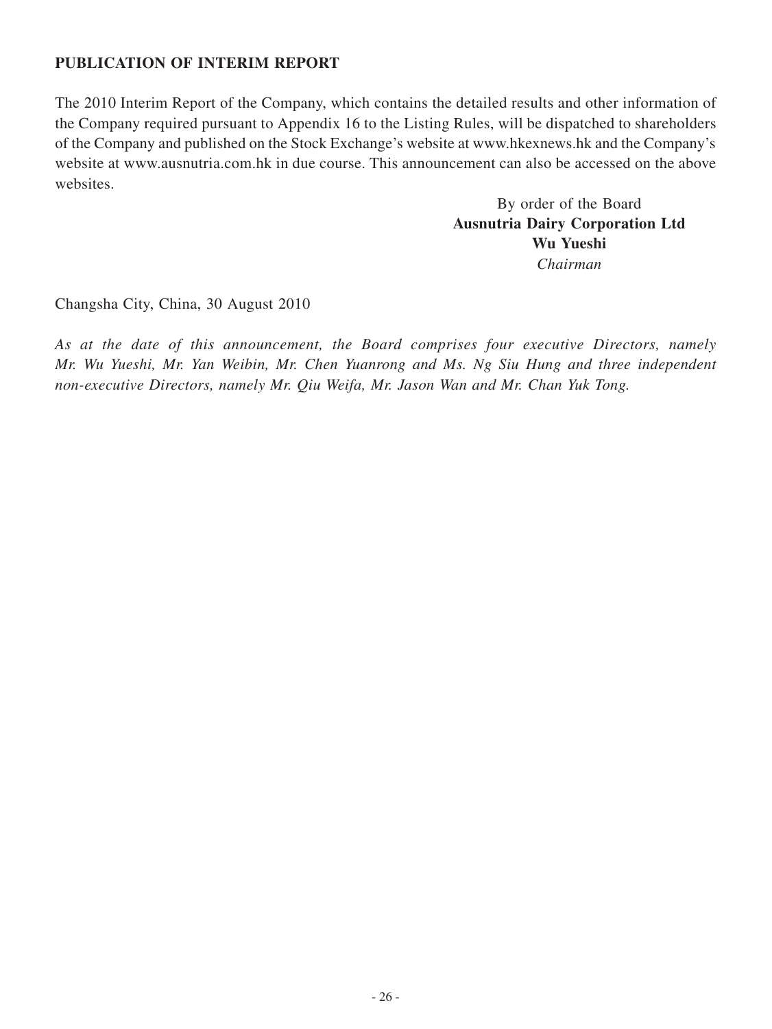**PUBLICATION OF INTERIM REPORT**

The 2010 Interim Report of the Company, which contains the detailed results and other information of the Company required pursuant to Appendix 16 to the Listing Rules, will be dispatched to shareholders of the Company and published on the Stock Exchange's website at www.hkexnews.hk and the Company's website at www.ausnutria.com.hk in due course. This announcement can also be accessed on the above websites.

By order of the Board
**Ausnutria Dairy Corporation Ltd**
**Wu Yueshi**
*Chairman*

Changsha City, China, 30 August 2010

*As at the date of this announcement, the Board comprises four executive Directors, namely Mr. Wu Yueshi, Mr. Yan Weibin, Mr. Chen Yuanrong and Ms. Ng Siu Hung and three independent non-executive Directors, namely Mr. Qiu Weifa, Mr. Jason Wan and Mr. Chan Yuk Tong.*